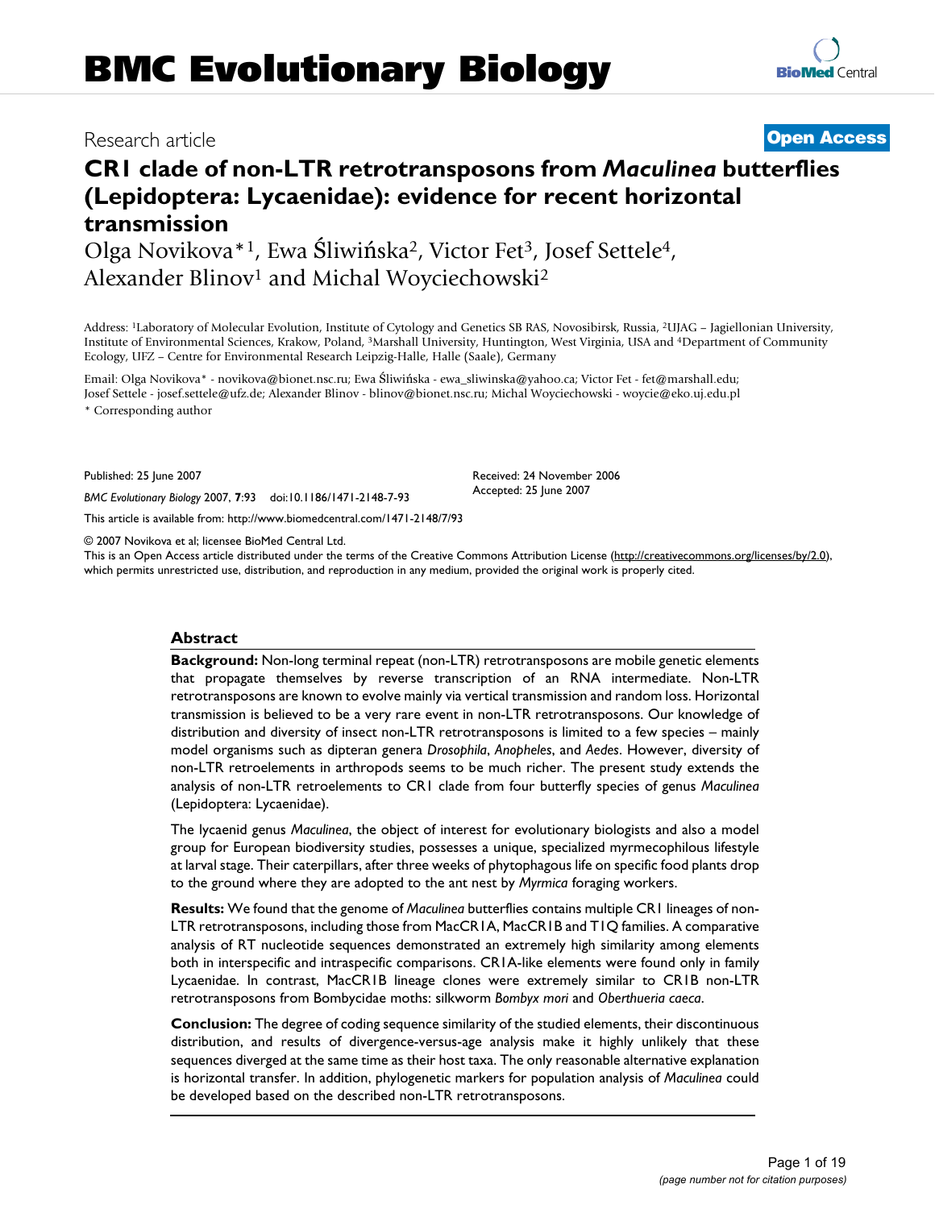# BMC Evolutionary Biology

Research article

**Open Access**

# CR1 clade of non-LTR retrotransposons from *Maculinea* butterflies (Lepidoptera: Lycaenidae): evidence for recent horizontal transmission

Olga Novikova*[1], Ewa Śliwińska[2], Victor Fet[3], Josef Settele[4], Alexander Blinov[1] and Michal Woyciechowski[2]

Address: [1]Laboratory of Molecular Evolution, Institute of Cytology and Genetics SB RAS, Novosibirsk, Russia, [2]UJAG – Jagiellonian University, Institute of Environmental Sciences, Krakow, Poland, [3]Marshall University, Huntington, West Virginia, USA and [4]Department of Community Ecology, UFZ – Centre for Environmental Research Leipzig-Halle, Halle (Saale), Germany

Email: Olga Novikova* - novikova@bionet.nsc.ru; Ewa Śliwińska - ewa_sliwinska@yahoo.ca; Victor Fet - fet@marshall.edu; Josef Settele - josef.settele@ufz.de; Alexander Blinov - blinov@bionet.nsc.ru; Michal Woyciechowski - woycie@eko.uj.edu.pl

* Corresponding author

Published: 25 June 2007

*BMC Evolutionary Biology* 2007, **7**:93 doi:10.1186/1471-2148-7-93

Received: 24 November 2006
Accepted: 25 June 2007

This article is available from: http://www.biomedcentral.com/1471-2148/7/93

© 2007 Novikova et al; licensee BioMed Central Ltd.
This is an Open Access article distributed under the terms of the Creative Commons Attribution License (http://creativecommons.org/licenses/by/2.0), which permits unrestricted use, distribution, and reproduction in any medium, provided the original work is properly cited.

## Abstract

**Background:** Non-long terminal repeat (non-LTR) retrotransposons are mobile genetic elements that propagate themselves by reverse transcription of an RNA intermediate. Non-LTR retrotransposons are known to evolve mainly via vertical transmission and random loss. Horizontal transmission is believed to be a very rare event in non-LTR retrotransposons. Our knowledge of distribution and diversity of insect non-LTR retrotransposons is limited to a few species – mainly model organisms such as dipteran genera *Drosophila*, *Anopheles*, and *Aedes*. However, diversity of non-LTR retroelements in arthropods seems to be much richer. The present study extends the analysis of non-LTR retroelements to CR1 clade from four butterfly species of genus *Maculinea* (Lepidoptera: Lycaenidae).

The lycaenid genus *Maculinea*, the object of interest for evolutionary biologists and also a model group for European biodiversity studies, possesses a unique, specialized myrmecophilous lifestyle at larval stage. Their caterpillars, after three weeks of phytophagous life on specific food plants drop to the ground where they are adopted to the ant nest by *Myrmica* foraging workers.

**Results:** We found that the genome of *Maculinea* butterflies contains multiple CR1 lineages of non-LTR retrotransposons, including those from MacCR1A, MacCR1B and T1Q families. A comparative analysis of RT nucleotide sequences demonstrated an extremely high similarity among elements both in interspecific and intraspecific comparisons. CR1A-like elements were found only in family Lycaenidae. In contrast, MacCR1B lineage clones were extremely similar to CR1B non-LTR retrotransposons from Bombycidae moths: silkworm *Bombyx mori* and *Oberthueria caeca*.

**Conclusion:** The degree of coding sequence similarity of the studied elements, their discontinuous distribution, and results of divergence-versus-age analysis make it highly unlikely that these sequences diverged at the same time as their host taxa. The only reasonable alternative explanation is horizontal transfer. In addition, phylogenetic markers for population analysis of *Maculinea* could be developed based on the described non-LTR retrotransposons.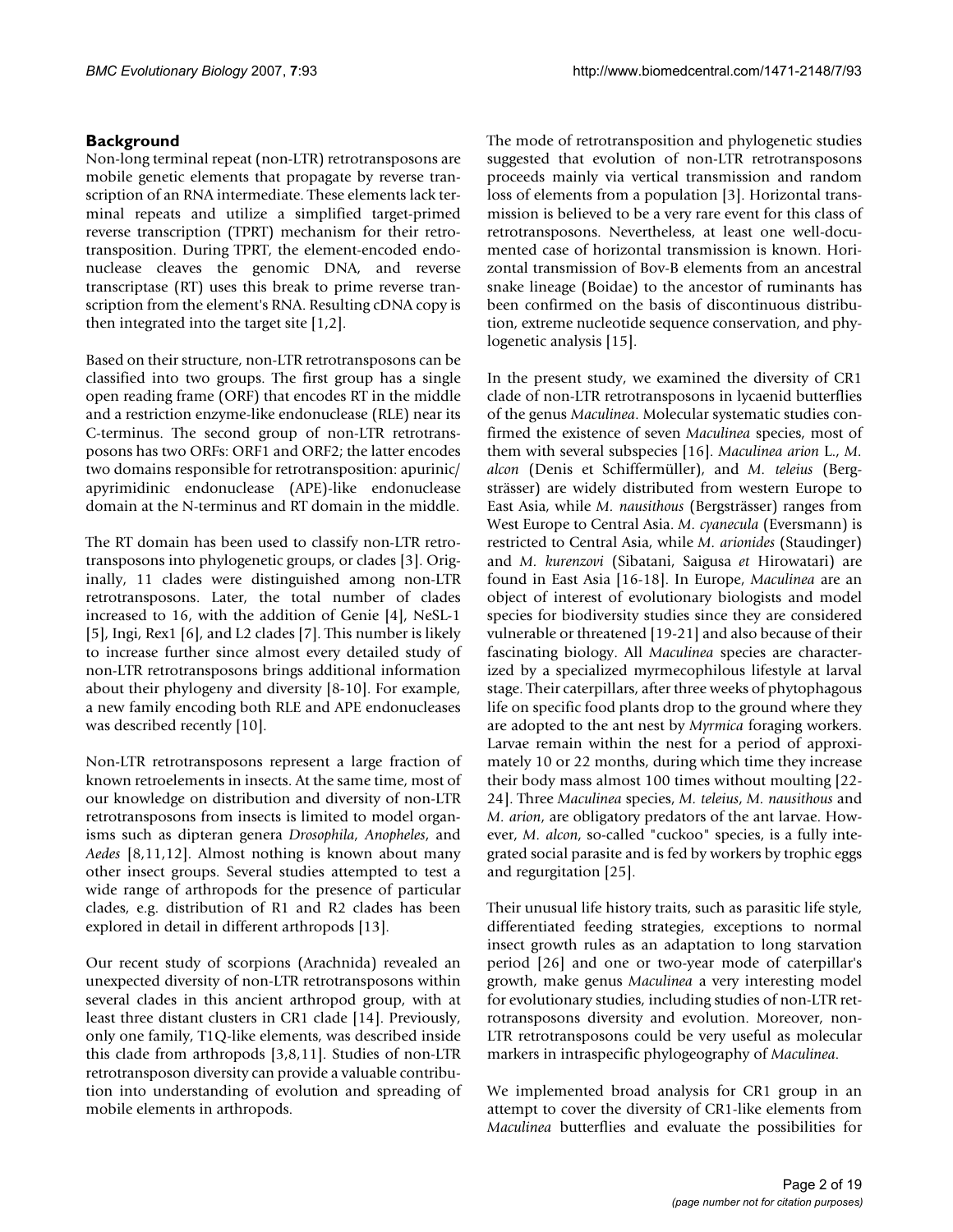## Background

Non-long terminal repeat (non-LTR) retrotransposons are mobile genetic elements that propagate by reverse transcription of an RNA intermediate. These elements lack terminal repeats and utilize a simplified target-primed reverse transcription (TPRT) mechanism for their retrotransposition. During TPRT, the element-encoded endonuclease cleaves the genomic DNA, and reverse transcriptase (RT) uses this break to prime reverse transcription from the element's RNA. Resulting cDNA copy is then integrated into the target site [1,2].

Based on their structure, non-LTR retrotransposons can be classified into two groups. The first group has a single open reading frame (ORF) that encodes RT in the middle and a restriction enzyme-like endonuclease (RLE) near its C-terminus. The second group of non-LTR retrotransposons has two ORFs: ORF1 and ORF2; the latter encodes two domains responsible for retrotransposition: apurinic/apyrimidinic endonuclease (APE)-like endonuclease domain at the N-terminus and RT domain in the middle.

The RT domain has been used to classify non-LTR retrotransposons into phylogenetic groups, or clades [3]. Originally, 11 clades were distinguished among non-LTR retrotransposons. Later, the total number of clades increased to 16, with the addition of Genie [4], NeSL-1 [5], Ingi, Rex1 [6], and L2 clades [7]. This number is likely to increase further since almost every detailed study of non-LTR retrotransposons brings additional information about their phylogeny and diversity [8-10]. For example, a new family encoding both RLE and APE endonucleases was described recently [10].

Non-LTR retrotransposons represent a large fraction of known retroelements in insects. At the same time, most of our knowledge on distribution and diversity of non-LTR retrotransposons from insects is limited to model organisms such as dipteran genera *Drosophila*, *Anopheles*, and *Aedes* [8,11,12]. Almost nothing is known about many other insect groups. Several studies attempted to test a wide range of arthropods for the presence of particular clades, e.g. distribution of R1 and R2 clades has been explored in detail in different arthropods [13].

Our recent study of scorpions (Arachnida) revealed an unexpected diversity of non-LTR retrotransposons within several clades in this ancient arthropod group, with at least three distant clusters in CR1 clade [14]. Previously, only one family, T1Q-like elements, was described inside this clade from arthropods [3,8,11]. Studies of non-LTR retrotransposon diversity can provide a valuable contribution into understanding of evolution and spreading of mobile elements in arthropods.

The mode of retrotransposition and phylogenetic studies suggested that evolution of non-LTR retrotransposons proceeds mainly via vertical transmission and random loss of elements from a population [3]. Horizontal transmission is believed to be a very rare event for this class of retrotransposons. Nevertheless, at least one well-documented case of horizontal transmission is known. Horizontal transmission of Bov-B elements from an ancestral snake lineage (Boidae) to the ancestor of ruminants has been confirmed on the basis of discontinuous distribution, extreme nucleotide sequence conservation, and phylogenetic analysis [15].

In the present study, we examined the diversity of CR1 clade of non-LTR retrotransposons in lycaenid butterflies of the genus *Maculinea*. Molecular systematic studies confirmed the existence of seven *Maculinea* species, most of them with several subspecies [16]. *Maculinea arion* L., *M. alcon* (Denis et Schiffermüller), and *M. teleius* (Bergsträsser) are widely distributed from western Europe to East Asia, while *M. nausithous* (Bergsträsser) ranges from West Europe to Central Asia. *M. cyanecula* (Eversmann) is restricted to Central Asia, while *M. arionides* (Staudinger) and *M. kurenzovi* (Sibatani, Saigusa *et* Hirowatari) are found in East Asia [16-18]. In Europe, *Maculinea* are an object of interest of evolutionary biologists and model species for biodiversity studies since they are considered vulnerable or threatened [19-21] and also because of their fascinating biology. All *Maculinea* species are characterized by a specialized myrmecophilous lifestyle at larval stage. Their caterpillars, after three weeks of phytophagous life on specific food plants drop to the ground where they are adopted to the ant nest by *Myrmica* foraging workers. Larvae remain within the nest for a period of approximately 10 or 22 months, during which time they increase their body mass almost 100 times without moulting [22-24]. Three *Maculinea* species, *M. teleius*, *M. nausithous* and *M. arion*, are obligatory predators of the ant larvae. However, *M. alcon*, so-called "cuckoo" species, is a fully integrated social parasite and is fed by workers by trophic eggs and regurgitation [25].

Their unusual life history traits, such as parasitic life style, differentiated feeding strategies, exceptions to normal insect growth rules as an adaptation to long starvation period [26] and one or two-year mode of caterpillar's growth, make genus *Maculinea* a very interesting model for evolutionary studies, including studies of non-LTR retrotransposons diversity and evolution. Moreover, non-LTR retrotransposons could be very useful as molecular markers in intraspecific phylogeography of *Maculinea*.

We implemented broad analysis for CR1 group in an attempt to cover the diversity of CR1-like elements from *Maculinea* butterflies and evaluate the possibilities for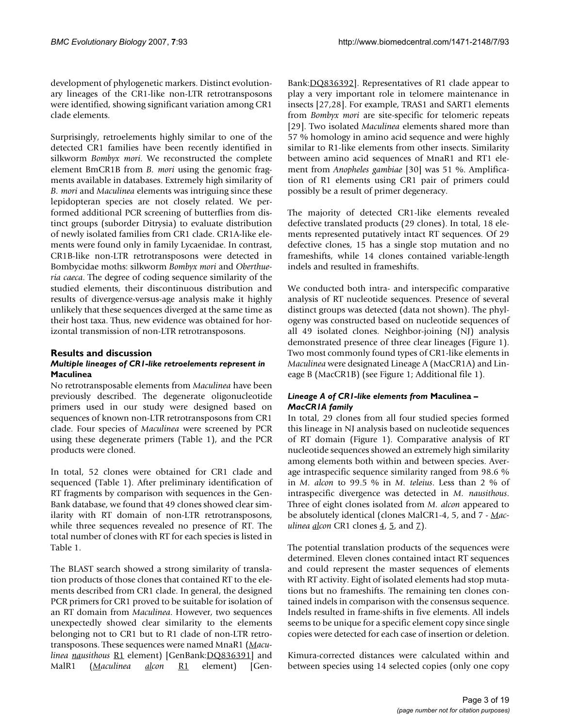development of phylogenetic markers. Distinct evolutionary lineages of the CR1-like non-LTR retrotransposons were identified, showing significant variation among CR1 clade elements.

Surprisingly, retroelements highly similar to one of the detected CR1 families have been recently identified in silkworm *Bombyx mori*. We reconstructed the complete element BmCR1B from *B. mori* using the genomic fragments available in databases. Extremely high similarity of *B. mori* and *Maculinea* elements was intriguing since these lepidopteran species are not closely related. We performed additional PCR screening of butterflies from distinct groups (suborder Ditrysia) to evaluate distribution of newly isolated families from CR1 clade. CR1A-like elements were found only in family Lycaenidae. In contrast, CR1B-like non-LTR retrotransposons were detected in Bombycidae moths: silkworm *Bombyx mori* and *Oberthueria caeca*. The degree of coding sequence similarity of the studied elements, their discontinuous distribution and results of divergence-versus-age analysis make it highly unlikely that these sequences diverged at the same time as their host taxa. Thus, new evidence was obtained for horizontal transmission of non-LTR retrotransposons.

## Results and discussion

### *Multiple lineages of CR1-like retroelements represent in* Maculinea

No retrotransposable elements from *Maculinea* have been previously described. The degenerate oligonucleotide primers used in our study were designed based on sequences of known non-LTR retrotransposons from CR1 clade. Four species of *Maculinea* were screened by PCR using these degenerate primers (Table 1), and the PCR products were cloned.

In total, 52 clones were obtained for CR1 clade and sequenced (Table 1). After preliminary identification of RT fragments by comparison with sequences in the GenBank database, we found that 49 clones showed clear similarity with RT domain of non-LTR retrotransposons, while three sequences revealed no presence of RT. The total number of clones with RT for each species is listed in Table 1.

The BLAST search showed a strong similarity of translation products of those clones that contained RT to the elements described from CR1 clade. In general, the designed PCR primers for CR1 proved to be suitable for isolation of an RT domain from *Maculinea*. However, two sequences unexpectedly showed clear similarity to the elements belonging not to CR1 but to R1 clade of non-LTR retrotransposons. These sequences were named MnaR1 (*Maculinea nausithous* R1 element) [GenBank:DQ836391] and MalR1 (*Maculinea alcon* R1 element) [GenBank:DQ836392]. Representatives of R1 clade appear to play a very important role in telomere maintenance in insects [27,28]. For example, TRAS1 and SART1 elements from *Bombyx mori* are site-specific for telomeric repeats [29]. Two isolated *Maculinea* elements shared more than 57 % homology in amino acid sequence and were highly similar to R1-like elements from other insects. Similarity between amino acid sequences of MnaR1 and RT1 element from *Anopheles gambiae* [30] was 51 %. Amplification of R1 elements using CR1 pair of primers could possibly be a result of primer degeneracy.

The majority of detected CR1-like elements revealed defective translated products (29 clones). In total, 18 elements represented putatively intact RT sequences. Of 29 defective clones, 15 has a single stop mutation and no frameshifts, while 14 clones contained variable-length indels and resulted in frameshifts.

We conducted both intra- and interspecific comparative analysis of RT nucleotide sequences. Presence of several distinct groups was detected (data not shown). The phylogeny was constructed based on nucleotide sequences of all 49 isolated clones. Neighbor-joining (NJ) analysis demonstrated presence of three clear lineages (Figure 1). Two most commonly found types of CR1-like elements in *Maculinea* were designated Lineage A (MacCR1A) and Lineage B (MacCR1B) (see Figure 1; Additional file 1).

### *Lineage A of CR1-like elements from* Maculinea *– MacCR1A family*

In total, 29 clones from all four studied species formed this lineage in NJ analysis based on nucleotide sequences of RT domain (Figure 1). Comparative analysis of RT nucleotide sequences showed an extremely high similarity among elements both within and between species. Average intraspecific sequence similarity ranged from 98.6 % in *M. alcon* to 99.5 % in *M. teleius*. Less than 2 % of intraspecific divergence was detected in *M. nausithous*. Three of eight clones isolated from *M. alcon* appeared to be absolutely identical (clones MalCR1-4, 5, and 7 - *Maculinea alcon* CR1 clones 4, 5, and 7).

The potential translation products of the sequences were determined. Eleven clones contained intact RT sequences and could represent the master sequences of elements with RT activity. Eight of isolated elements had stop mutations but no frameshifts. The remaining ten clones contained indels in comparison with the consensus sequence. Indels resulted in frame-shifts in five elements. All indels seems to be unique for a specific element copy since single copies were detected for each case of insertion or deletion.

Kimura-corrected distances were calculated within and between species using 14 selected copies (only one copy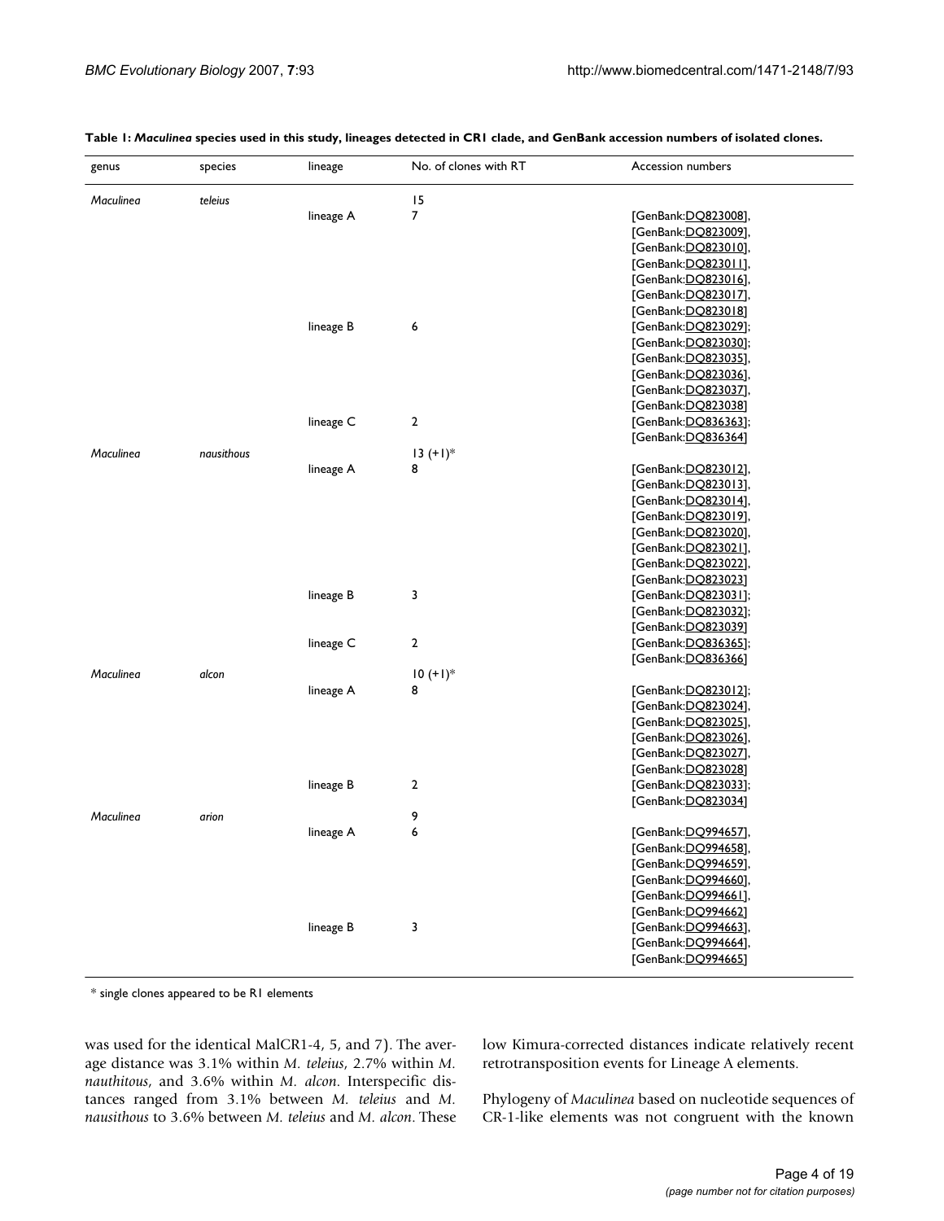**Table 1: *Maculinea* species used in this study, lineages detected in CR1 clade, and GenBank accession numbers of isolated clones.**

| genus | species | lineage | No. of clones with RT | Accession numbers |
| --- | --- | --- | --- | --- |
| *Maculinea* | *teleius* | | 15 | |
| | | lineage A | 7 | [GenBank:DQ823008], [GenBank:DQ823009], [GenBank:DQ823010], [GenBank:DQ823011], [GenBank:DQ823016], [GenBank:DQ823017], [GenBank:DQ823018] |
| | | lineage B | 6 | [GenBank:DQ823029]; [GenBank:DQ823030]; [GenBank:DQ823035], [GenBank:DQ823036], [GenBank:DQ823037], [GenBank:DQ823038] |
| | | lineage C | 2 | [GenBank:DQ836363]; [GenBank:DQ836364] |
| *Maculinea* | *nausithous* | | 13 (+1)* | |
| | | lineage A | 8 | [GenBank:DQ823012], [GenBank:DQ823013], [GenBank:DQ823014], [GenBank:DQ823019], [GenBank:DQ823020], [GenBank:DQ823021], [GenBank:DQ823022], [GenBank:DQ823023] |
| | | lineage B | 3 | [GenBank:DQ823031]; [GenBank:DQ823032]; [GenBank:DQ823039] |
| | | lineage C | 2 | [GenBank:DQ836365]; [GenBank:DQ836366] |
| *Maculinea* | *alcon* | | 10 (+1)* | |
| | | lineage A | 8 | [GenBank:DQ823012]; [GenBank:DQ823024], [GenBank:DQ823025], [GenBank:DQ823026], [GenBank:DQ823027], [GenBank:DQ823028] |
| | | lineage B | 2 | [GenBank:DQ823033]; [GenBank:DQ823034] |
| *Maculinea* | *arion* | | 9 | |
| | | lineage A | 6 | [GenBank:DQ994657], [GenBank:DQ994658], [GenBank:DQ994659], [GenBank:DQ994660], [GenBank:DQ994661], [GenBank:DQ994662] |
| | | lineage B | 3 | [GenBank:DQ994663], [GenBank:DQ994664], [GenBank:DQ994665] |

\* single clones appeared to be R1 elements

was used for the identical MalCR1-4, 5, and 7). The average distance was 3.1% within *M. teleius*, 2.7% within *M. nauthitous*, and 3.6% within *M. alcon*. Interspecific distances ranged from 3.1% between *M. teleius* and *M. nausithous* to 3.6% between *M. teleius* and *M. alcon*. These low Kimura-corrected distances indicate relatively recent retrotransposition events for Lineage A elements.

Phylogeny of *Maculinea* based on nucleotide sequences of CR-1-like elements was not congruent with the known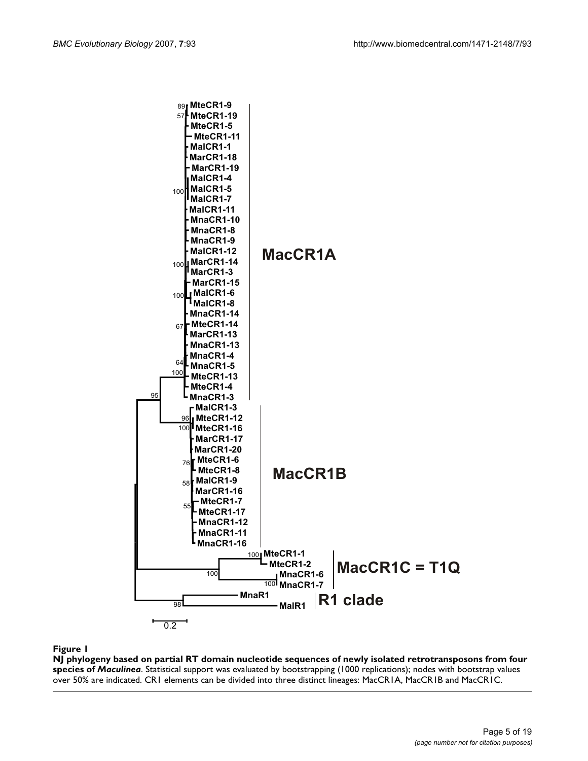**Figure 1**

**NJ phylogeny based on partial RT domain nucleotide sequences of newly isolated retrotransposons from four species of *Maculinea*.** Statistical support was evaluated by bootstrapping (1000 replications); nodes with bootstrap values over 50% are indicated. CR1 elements can be divided into three distinct lineages: MacCR1A, MacCR1B and MacCR1C.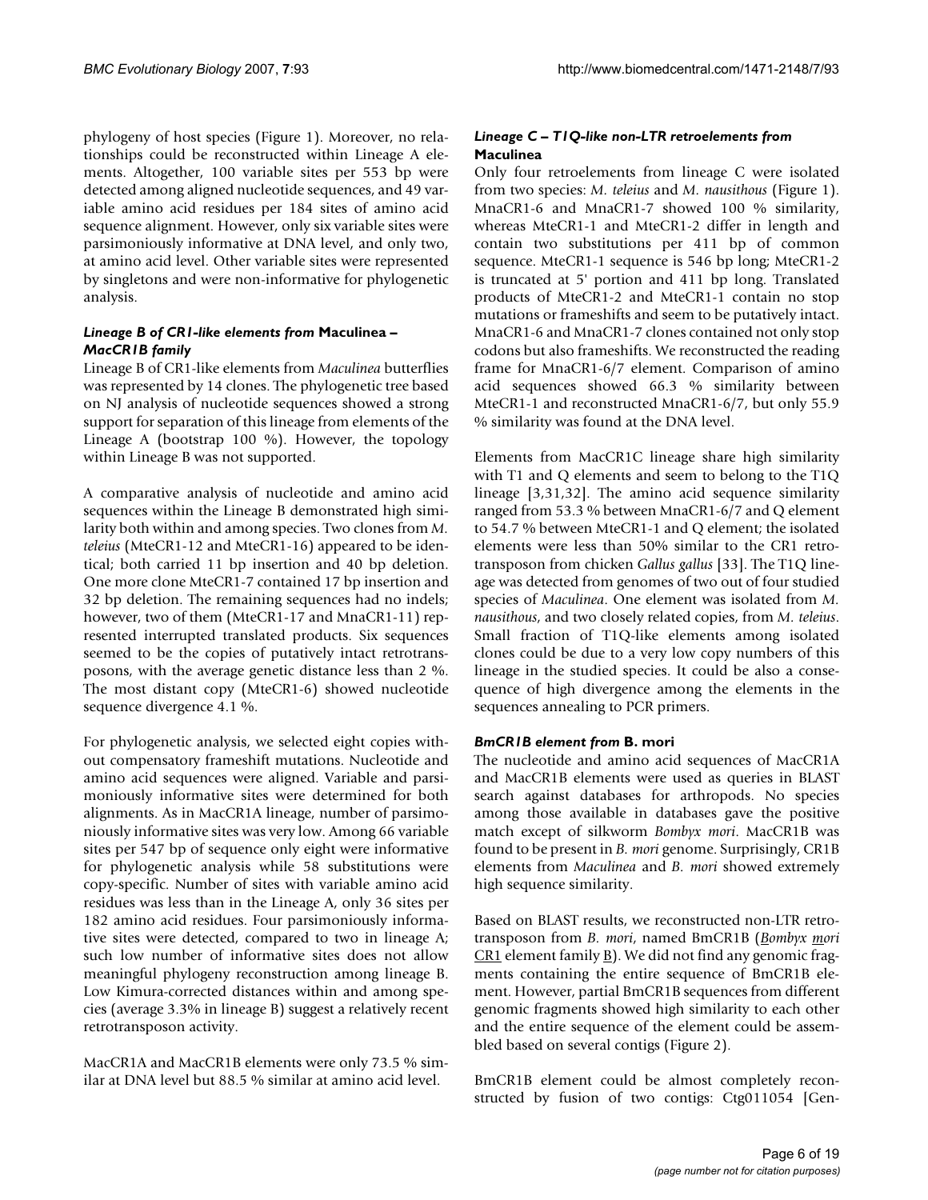phylogeny of host species (Figure 1). Moreover, no relationships could be reconstructed within Lineage A elements. Altogether, 100 variable sites per 553 bp were detected among aligned nucleotide sequences, and 49 variable amino acid residues per 184 sites of amino acid sequence alignment. However, only six variable sites were parsimoniously informative at DNA level, and only two, at amino acid level. Other variable sites were represented by singletons and were non-informative for phylogenetic analysis.

### *Lineage B of CR1-like elements from* Maculinea *– MacCR1B family*

Lineage B of CR1-like elements from *Maculinea* butterflies was represented by 14 clones. The phylogenetic tree based on NJ analysis of nucleotide sequences showed a strong support for separation of this lineage from elements of the Lineage A (bootstrap 100 %). However, the topology within Lineage B was not supported.

A comparative analysis of nucleotide and amino acid sequences within the Lineage B demonstrated high similarity both within and among species. Two clones from *M. teleius* (MteCR1-12 and MteCR1-16) appeared to be identical; both carried 11 bp insertion and 40 bp deletion. One more clone MteCR1-7 contained 17 bp insertion and 32 bp deletion. The remaining sequences had no indels; however, two of them (MteCR1-17 and MnaCR1-11) represented interrupted translated products. Six sequences seemed to be the copies of putatively intact retrotransposons, with the average genetic distance less than 2 %. The most distant copy (MteCR1-6) showed nucleotide sequence divergence 4.1 %.

For phylogenetic analysis, we selected eight copies without compensatory frameshift mutations. Nucleotide and amino acid sequences were aligned. Variable and parsimoniously informative sites were determined for both alignments. As in MacCR1A lineage, number of parsimoniously informative sites was very low. Among 66 variable sites per 547 bp of sequence only eight were informative for phylogenetic analysis while 58 substitutions were copy-specific. Number of sites with variable amino acid residues was less than in the Lineage A, only 36 sites per 182 amino acid residues. Four parsimoniously informative sites were detected, compared to two in lineage A; such low number of informative sites does not allow meaningful phylogeny reconstruction among lineage B. Low Kimura-corrected distances within and among species (average 3.3% in lineage B) suggest a relatively recent retrotransposon activity.

MacCR1A and MacCR1B elements were only 73.5 % similar at DNA level but 88.5 % similar at amino acid level.

### *Lineage C – T1Q-like non-LTR retroelements from* Maculinea

Only four retroelements from lineage C were isolated from two species: *M. teleius* and *M. nausithous* (Figure 1). MnaCR1-6 and MnaCR1-7 showed 100 % similarity, whereas MteCR1-1 and MteCR1-2 differ in length and contain two substitutions per 411 bp of common sequence. MteCR1-1 sequence is 546 bp long; MteCR1-2 is truncated at 5' portion and 411 bp long. Translated products of MteCR1-2 and MteCR1-1 contain no stop mutations or frameshifts and seem to be putatively intact. MnaCR1-6 and MnaCR1-7 clones contained not only stop codons but also frameshifts. We reconstructed the reading frame for MnaCR1-6/7 element. Comparison of amino acid sequences showed 66.3 % similarity between MteCR1-1 and reconstructed MnaCR1-6/7, but only 55.9 % similarity was found at the DNA level.

Elements from MacCR1C lineage share high similarity with T1 and Q elements and seem to belong to the T1Q lineage [3,31,32]. The amino acid sequence similarity ranged from 53.3 % between MnaCR1-6/7 and Q element to 54.7 % between MteCR1-1 and Q element; the isolated elements were less than 50% similar to the CR1 retrotransposon from chicken *Gallus gallus* [33]. The T1Q lineage was detected from genomes of two out of four studied species of *Maculinea*. One element was isolated from *M. nausithous*, and two closely related copies, from *M. teleius*. Small fraction of T1Q-like elements among isolated clones could be due to a very low copy numbers of this lineage in the studied species. It could be also a consequence of high divergence among the elements in the sequences annealing to PCR primers.

### *BmCR1B element from* B. mori

The nucleotide and amino acid sequences of MacCR1A and MacCR1B elements were used as queries in BLAST search against databases for arthropods. No species among those available in databases gave the positive match except of silkworm *Bombyx mori*. MacCR1B was found to be present in *B. mori* genome. Surprisingly, CR1B elements from *Maculinea* and *B. mori* showed extremely high sequence similarity.

Based on BLAST results, we reconstructed non-LTR retrotransposon from *B. mori*, named BmCR1B (*Bombyx mori* CR1 element family B). We did not find any genomic fragments containing the entire sequence of BmCR1B element. However, partial BmCR1B sequences from different genomic fragments showed high similarity to each other and the entire sequence of the element could be assembled based on several contigs (Figure 2).

BmCR1B element could be almost completely reconstructed by fusion of two contigs: Ctg011054 [Gen-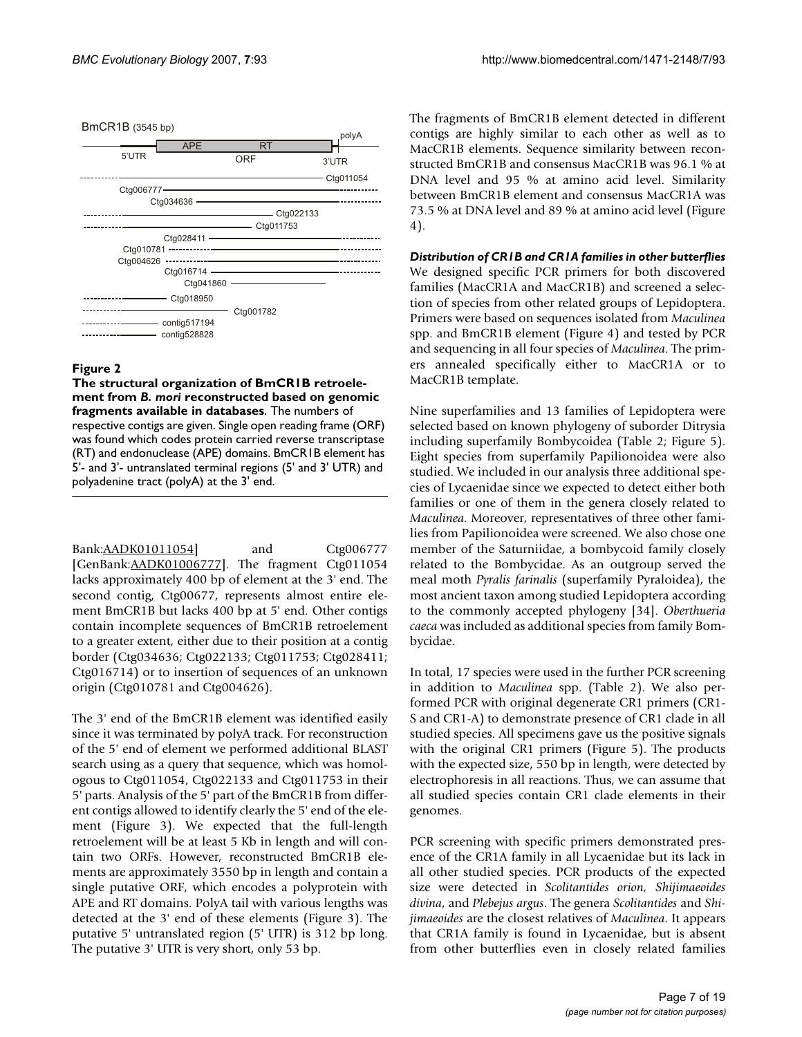**Figure 2**

**The structural organization of BmCR1B retroelement from *B. mori* reconstructed based on genomic fragments available in databases**. The numbers of respective contigs are given. Single open reading frame (ORF) was found which codes protein carried reverse transcriptase (RT) and endonuclease (APE) domains. BmCR1B element has 5'- and 3'- untranslated terminal regions (5' and 3' UTR) and polyadenine tract (polyA) at the 3' end.

Bank:AADK01011054] and Ctg006777 [GenBank:AADK01006777]. The fragment Ctg011054 lacks approximately 400 bp of element at the 3' end. The second contig, Ctg00677, represents almost entire element BmCR1B but lacks 400 bp at 5' end. Other contigs contain incomplete sequences of BmCR1B retroelement to a greater extent, either due to their position at a contig border (Ctg034636; Ctg022133; Ctg011753; Ctg028411; Ctg016714) or to insertion of sequences of an unknown origin (Ctg010781 and Ctg004626).

The 3' end of the BmCR1B element was identified easily since it was terminated by polyA track. For reconstruction of the 5' end of element we performed additional BLAST search using as a query that sequence, which was homologous to Ctg011054, Ctg022133 and Ctg011753 in their 5' parts. Analysis of the 5' part of the BmCR1B from different contigs allowed to identify clearly the 5' end of the element (Figure 3). We expected that the full-length retroelement will be at least 5 Kb in length and will contain two ORFs. However, reconstructed BmCR1B elements are approximately 3550 bp in length and contain a single putative ORF, which encodes a polyprotein with APE and RT domains. PolyA tail with various lengths was detected at the 3' end of these elements (Figure 3). The putative 5' untranslated region (5' UTR) is 312 bp long. The putative 3' UTR is very short, only 53 bp.

The fragments of BmCR1B element detected in different contigs are highly similar to each other as well as to MacCR1B elements. Sequence similarity between reconstructed BmCR1B and consensus MacCR1B was 96.1 % at DNA level and 95 % at amino acid level. Similarity between BmCR1B element and consensus MacCR1A was 73.5 % at DNA level and 89 % at amino acid level (Figure 4).

### *Distribution of CR1B and CR1A families in other butterflies*

We designed specific PCR primers for both discovered families (MacCR1A and MacCR1B) and screened a selection of species from other related groups of Lepidoptera. Primers were based on sequences isolated from *Maculinea* spp. and BmCR1B element (Figure 4) and tested by PCR and sequencing in all four species of *Maculinea*. The primers annealed specifically either to MacCR1A or to MacCR1B template.

Nine superfamilies and 13 families of Lepidoptera were selected based on known phylogeny of suborder Ditrysia including superfamily Bombycoidea (Table 2; Figure 5). Eight species from superfamily Papilionoidea were also studied. We included in our analysis three additional species of Lycaenidae since we expected to detect either both families or one of them in the genera closely related to *Maculinea*. Moreover, representatives of three other families from Papilionoidea were screened. We also chose one member of the Saturniidae, a bombycoid family closely related to the Bombycidae. As an outgroup served the meal moth *Pyralis farinalis* (superfamily Pyraloidea), the most ancient taxon among studied Lepidoptera according to the commonly accepted phylogeny [34]. *Oberthueria caeca* was included as additional species from family Bombycidae.

In total, 17 species were used in the further PCR screening in addition to *Maculinea* spp. (Table 2). We also performed PCR with original degenerate CR1 primers (CR1-S and CR1-A) to demonstrate presence of CR1 clade in all studied species. All specimens gave us the positive signals with the original CR1 primers (Figure 5). The products with the expected size, 550 bp in length, were detected by electrophoresis in all reactions. Thus, we can assume that all studied species contain CR1 clade elements in their genomes.

PCR screening with specific primers demonstrated presence of the CR1A family in all Lycaenidae but its lack in all other studied species. PCR products of the expected size were detected in *Scolitantides orion, Shijimaeoides divina*, and *Plebejus argus*. The genera *Scolitantides* and *Shijimaeoides* are the closest relatives of *Maculinea*. It appears that CR1A family is found in Lycaenidae, but is absent from other butterflies even in closely related families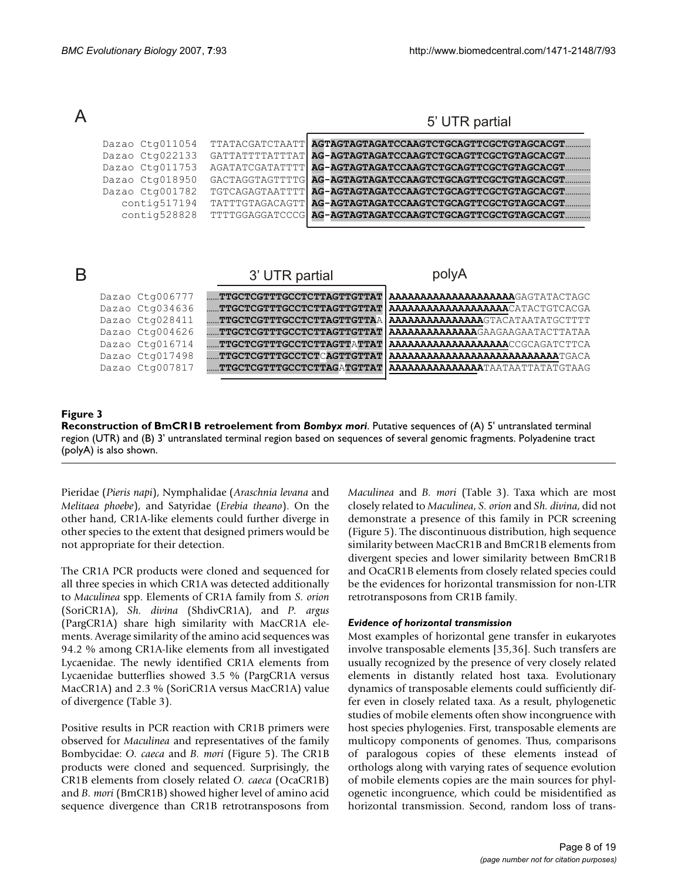A

| | | 5' UTR partial |
|---|---|---|
| Dazao Ctg011054 | TTATACGATCTAATT | **AGTAGTAGTAGATCCAAGTCTGCAGTTCGCTGTAGCACGT**............ |
| Dazao Ctg022133 | GATTATTTTATTTAT | **AG-AGTAGTAGATCCAAGTCTGCAGTTCGCTGTAGCACGT**............ |
| Dazao Ctg011753 | AGATATCGATATTTT | **AG-AGTAGTAGATCCAAGTCTGCAGTTCGCTGTAGCACGT**............ |
| Dazao Ctg018950 | GACTAGGTAGTTTTG | **AG-AGTAGTAGATCCAAGTCTGCAGTTCGCTGTAGCACGT**............ |
| Dazao Ctg001782 | TGTCAGAGTAATTTT | **AG-AGTAGTAGATCCAAGTCTGCAGTTCGCTGTAGCACGT**............ |
| contig517194 | TATTTGTAGACAGTT | **AG-AGTAGTAGATCCAAGTCTGCAGTTCGCTGTAGCACGT**............ |
| contig528828 | TTTTGGAGGATCCCG | **AG-AGTAGTAGATCCAAGTCTGCAGTTCGCTGTAGCACGT**............ |

B

| | 3' UTR partial | polyA |
|---|---|---|
| Dazao Ctg006777 | ......**TTGCTCGTTTGCCTCTTAGTTGTTAT** | **AAAAAAAAAAAAAAAAAAAA**GAGTATACTAGC |
| Dazao Ctg034636 | ......**TTGCTCGTTTGCCTCTTAGTTGTTAT** | **AAAAAAAAAAAAAAAAAAA**CATACTGTCACGA |
| Dazao Ctg028411 | ......**TTGCTCGTTTGCCTCTTAGTTGTTA**A | **AAAAAAAAAAAAAAA**GTACATAATATGCTTTT |
| Dazao Ctg004626 | ......**TTGCTCGTTTGCCTCTTAGTTGTTAT** | **AAAAAAAAAAAAAA**GAAGAAGAATACTTATAA |
| Dazao Ctg016714 | ......**TTGCTCGTTTGCCTCTTAGTT**A**TTAT** | **AAAAAAAAAAAAAAAAAAA**CCGCAGATCTTCA |
| Dazao Ctg017498 | ......**TTGCTCGTTTGCCTCT**C**AGTTGTTAT** | **AAAAAAAAAAAAAAAAAAAAAAAAAAA**TGACA |
| Dazao Ctg007817 | ......**TTGCTCGTTTGCCTCTTAG**A**TGTTAT** | **AAAAAAAAAAAAAAA**TAATAATTATATGTAAG |

**Figure 3**
**Reconstruction of BmCR1B retroelement from *Bombyx mori***. Putative sequences of (A) 5' untranslated terminal region (UTR) and (B) 3' untranslated terminal region based on sequences of several genomic fragments. Polyadenine tract (polyA) is also shown.

Pieridae (*Pieris napi*), Nymphalidae (*Araschnia levana* and *Melitaea phoebe*), and Satyridae (*Erebia theano*). On the other hand, CR1A-like elements could further diverge in other species to the extent that designed primers would be not appropriate for their detection.

The CR1A PCR products were cloned and sequenced for all three species in which CR1A was detected additionally to *Maculinea* spp. Elements of CR1A family from *S. orion* (SoriCR1A), *Sh. divina* (ShdivCR1A), and *P. argus* (PargCR1A) share high similarity with MacCR1A elements. Average similarity of the amino acid sequences was 94.2 % among CR1A-like elements from all investigated Lycaenidae. The newly identified CR1A elements from Lycaenidae butterflies showed 3.5 % (PargCR1A versus MacCR1A) and 2.3 % (SoriCR1A versus MacCR1A) value of divergence (Table 3).

Positive results in PCR reaction with CR1B primers were observed for *Maculinea* and representatives of the family Bombycidae: *O. caeca* and *B. mori* (Figure 5). The CR1B products were cloned and sequenced. Surprisingly, the CR1B elements from closely related *O. caeca* (OcaCR1B) and *B. mori* (BmCR1B) showed higher level of amino acid sequence divergence than CR1B retrotransposons from *Maculinea* and *B. mori* (Table 3). Taxa which are most closely related to *Maculinea*, *S. orion* and *Sh. divina*, did not demonstrate a presence of this family in PCR screening (Figure 5). The discontinuous distribution, high sequence similarity between MacCR1B and BmCR1B elements from divergent species and lower similarity between BmCR1B and OcaCR1B elements from closely related species could be the evidences for horizontal transmission for non-LTR retrotransposons from CR1B family.

### *Evidence of horizontal transmission*

Most examples of horizontal gene transfer in eukaryotes involve transposable elements [35,36]. Such transfers are usually recognized by the presence of very closely related elements in distantly related host taxa. Evolutionary dynamics of transposable elements could sufficiently differ even in closely related taxa. As a result, phylogenetic studies of mobile elements often show incongruence with host species phylogenies. First, transposable elements are multicopy components of genomes. Thus, comparisons of paralogous copies of these elements instead of orthologs along with varying rates of sequence evolution of mobile elements copies are the main sources for phylogenetic incongruence, which could be misidentified as horizontal transmission. Second, random loss of trans-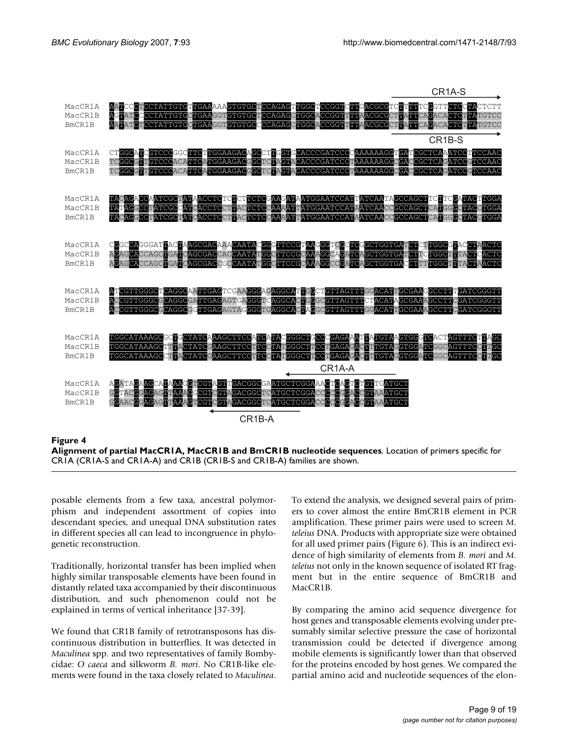| | |
|---|---|
| MacCR1A | AATCCCTCCTATTGTGTTGAAAAAGTGTGCTCCAGAGTTGGCTCCGGTCTTGACGCGTCTTTTTCGGTTCTCCTACTCTT |
| MacCR1B | AGTATCCCCTATTGTGCTGAAGGTGTGTGCTCCAGAGCTGGCACCGGTTTTAACGCGCTTATTCAGACACTCTTATGTCC |
| BmCR1B | AATATCTCCTATTGTGCTGAAGGTGTGTGCCCCAGAGCTGGCACCGGTTTTAACGCGCTTATTCAGACACTCTTATGTCC |

| | |
|---|---|
| MacCR1A | CTGGGATCGTCCCGGCTTCTTGGAAGACAGCCTTGGTGCACCCGATCCCCAAAAAAGGTGATCGCTCAAATCCTTCCAAC |
| MacCR1B | TCGGCGTTGTCCCACATTCATGGAAGACGGCTCTAGTACACCCGATCCCTAAAAAAGGCGACCGCTCAGATCCGTCCAAC |
| BmCR1B | TCGGCGTTGTCCCACATTCATGGAAGACGGCTCTAGTACACCCGATCCCTAAAAAAGGCGACCGCTCAGATCCGTCCAAC |

| | |
|---|---|
| MacCR1A | TACAGACCAATCGCTATAACCTCTCTCTTCTCGAAGATAATGGAATCCATTATCAATAGCCAGCTTCTTCGATACTTGGA |
| MacCR1B | TATAGGCCTATCGCCATCACCTCCTTACTCTCCAAAATTATGGAATCCATAATCAACCGCCAGCTCATGGGCTACCTGGA |
| BmCR1B | TACAGGCCTATCGCTATCACCTCCTTACTCTCCAAAATTATGGAATCCATAATCAACCGCCAGCTCATGGGCTACCTGGA |

| | |
|---|---|
| MacCR1A | CGGCCAGGGATTACTAAGCGACAAACAATACGGGTTCCGTAAGGGTGGCTCGGCTGGTGATCTCTTGGCGTACCTAACTC |
| MacCR1B | AGAGCACCAGCTGATCAGCGACCACCAATATGGCTTCCGCAAAGGCAGATCAGCTGGTGATCTTCTGGCTTACTCACTC |
| BmCR1B | AGAGCACCAGCTGATCAGCGACCGCCAATATGGCTTCCGCAAAGGCCGATCAGCTGGTGACCTTTTGGCTTACTAACTC |

| | |
|---|---|
| MacCR1A | ATCGTTGGGCTCAGGCAATTGAGTCGAAGGGAGAGGCATTGGCTGTTAGTTTGGACATTGCGAAGGCCTTTGATCGGGTT |
| MacCR1B | ACCGTTGGGCGCAGGCGATTGAGAGTGAGGGTCAGGCACTGGGCGTTAGTTTCTACATAGCGAAAGCCTTCGATCGGGTT |
| BmCR1B | ACCGTTGGGCGCAGGCGGTTGAGAGTAGGGGTCAGGCACTAGGCGTTAGTTTGGACATTGCGAAAGCCTTCGATCGGGTT |

| | |
|---|---|
| MacCR1A | TGGCATAAAGCGCTGCTATCAAAGCTTCCATCATACGGGCTGCCCGAGAAATTATGTAAGTGGGTCACTAGTTTCTTAGC |
| MacCR1B | TGGCATAAAGCTTTACTATCGAAGCTTCCTTCCTATGGGCTTCCTGAGAGACTTTGTAGGTGGATCGGCAGTTTCCTTGC |
| BmCR1B | TGGCATAAAGCCTTACTATCGAAGCTTCCTTCCTATGGGCTTCCTGAGAGACTTTGTAGGTGGATCGGCAGTTTCCTTGC |

| | |
|---|---|
| MacCR1A | AGATAGAAGCATAAAGGTCGTAGTTGACGGCGAATGCTCGGAAACTCAGTCTGTTGATGCT |
| MacCR1B | GGTACGGAGAGTTAAAGGCGTCGTAGACGGCTCATGCTCGGACCCCCGGACCGTAAATGCT |
| BmCR1B | GGAACGGAGAGTTAAAGTCGTCGTAGACGGCTCATGCTCGGACCCCCGGACCGTAAATGCT |

**Figure 4**

**Alignment of partial MacCR1A, MacCR1B and BmCR1B nucleotide sequences**. Location of primers specific for CR1A (CR1A-S and CR1A-A) and CR1B (CR1B-S and CR1B-A) families are shown.

posable elements from a few taxa, ancestral polymorphism and independent assortment of copies into descendant species, and unequal DNA substitution rates in different species all can lead to incongruence in phylogenetic reconstruction.

Traditionally, horizontal transfer has been implied when highly similar transposable elements have been found in distantly related taxa accompanied by their discontinuous distribution, and such phenomenon could not be explained in terms of vertical inheritance [37-39].

We found that CR1B family of retrotransposons has discontinuous distribution in butterflies. It was detected in *Maculinea* spp. and two representatives of family Bombycidae: *O caeca* and silkworm *B. mori*. No CR1B-like elements were found in the taxa closely related to *Maculinea*. To extend the analysis, we designed several pairs of primers to cover almost the entire BmCR1B element in PCR amplification. These primer pairs were used to screen *M. teleius* DNA. Products with appropriate size were obtained for all used primer pairs (Figure 6). This is an indirect evidence of high similarity of elements from *B. mori* and *M. teleius* not only in the known sequence of isolated RT fragment but in the entire sequence of BmCR1B and MacCR1B.

By comparing the amino acid sequence divergence for host genes and transposable elements evolving under presumably similar selective pressure the case of horizontal transmission could be detected if divergence among mobile elements is significantly lower than that observed for the proteins encoded by host genes. We compared the partial amino acid and nucleotide sequences of the elon-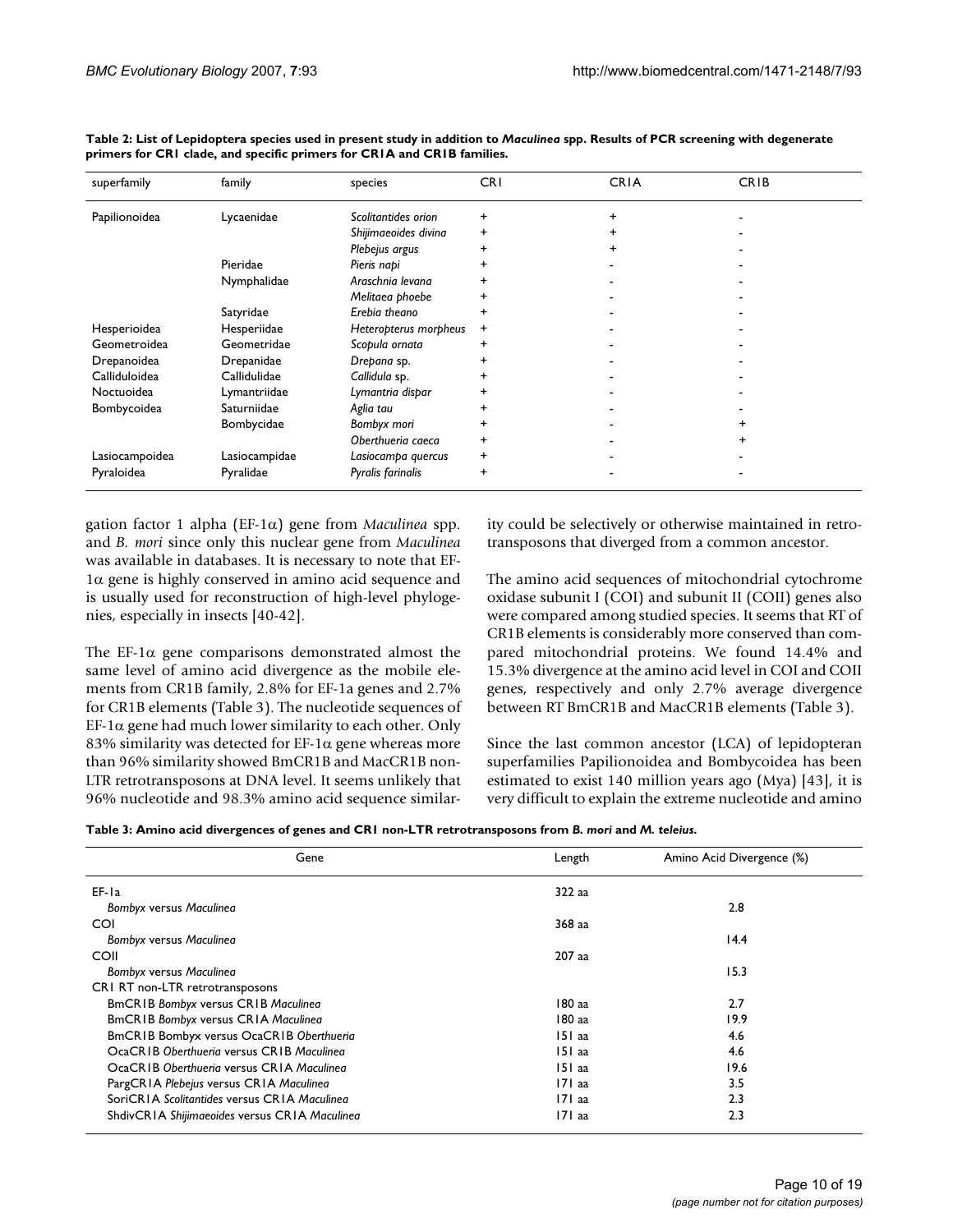**Table 2: List of Lepidoptera species used in present study in addition to *Maculinea* spp. Results of PCR screening with degenerate primers for CR1 clade, and specific primers for CR1A and CR1B families.**

| superfamily | family | species | CR1 | CR1A | CR1B |
|---|---|---|---|---|---|
| Papilionoidea | Lycaenidae | *Scolitantides orion* | + | + | - |
| | | *Shijimaeoides divina* | + | + | - |
| | | *Plebejus argus* | + | + | - |
| | Pieridae | *Pieris napi* | + | - | - |
| | Nymphalidae | *Araschnia levana* | + | - | - |
| | | *Melitaea phoebe* | + | - | - |
| | Satyridae | *Erebia theano* | + | - | - |
| Hesperioidea | Hesperiidae | *Heteropterus morpheus* | + | - | - |
| Geometroidea | Geometridae | *Scopula ornata* | + | - | - |
| Drepanoidea | Drepanidae | *Drepana* sp. | + | - | - |
| Calliduloidea | Callidulidae | *Callidula* sp. | + | - | - |
| Noctuoidea | Lymantriidae | *Lymantria dispar* | + | - | - |
| Bombycoidea | Saturniidae | *Aglia tau* | + | - | - |
| | Bombycidae | *Bombyx mori* | + | - | + |
| | | *Oberthueria caeca* | + | - | + |
| Lasiocampoidea | Lasiocampidae | *Lasiocampa quercus* | + | - | - |
| Pyraloidea | Pyralidae | *Pyralis farinalis* | + | - | - |

gation factor 1 alpha (EF-1α) gene from *Maculinea* spp. and *B. mori* since only this nuclear gene from *Maculinea* was available in databases. It is necessary to note that EF-1α gene is highly conserved in amino acid sequence and is usually used for reconstruction of high-level phylogenies, especially in insects [40-42].

The EF-1α gene comparisons demonstrated almost the same level of amino acid divergence as the mobile elements from CR1B family, 2.8% for EF-1a genes and 2.7% for CR1B elements (Table 3). The nucleotide sequences of EF-1α gene had much lower similarity to each other. Only 83% similarity was detected for EF-1α gene whereas more than 96% similarity showed BmCR1B and MacCR1B non-LTR retrotransposons at DNA level. It seems unlikely that 96% nucleotide and 98.3% amino acid sequence similarity could be selectively or otherwise maintained in retrotransposons that diverged from a common ancestor.

The amino acid sequences of mitochondrial cytochrome oxidase subunit I (COI) and subunit II (COII) genes also were compared among studied species. It seems that RT of CR1B elements is considerably more conserved than compared mitochondrial proteins. We found 14.4% and 15.3% divergence at the amino acid level in COI and COII genes, respectively and only 2.7% average divergence between RT BmCR1B and MacCR1B elements (Table 3).

Since the last common ancestor (LCA) of lepidopteran superfamilies Papilionoidea and Bombycoidea has been estimated to exist 140 million years ago (Mya) [43], it is very difficult to explain the extreme nucleotide and amino

**Table 3: Amino acid divergences of genes and CR1 non-LTR retrotransposons from *B. mori* and *M. teleius*.**

| Gene | Length | Amino Acid Divergence (%) |
|---|---|---|
| EF-1a | 322 aa | |
| *Bombyx* versus *Maculinea* | | 2.8 |
| COI | 368 aa | |
| *Bombyx* versus *Maculinea* | | 14.4 |
| COII | 207 aa | |
| *Bombyx* versus *Maculinea* | | 15.3 |
| CR1 RT non-LTR retrotransposons | | |
| BmCR1B *Bombyx* versus CR1B *Maculinea* | 180 aa | 2.7 |
| BmCR1B *Bombyx* versus CR1A *Maculinea* | 180 aa | 19.9 |
| BmCR1B Bombyx versus OcaCR1B *Oberthueria* | 151 aa | 4.6 |
| OcaCR1B *Oberthueria* versus CR1B *Maculinea* | 151 aa | 4.6 |
| OcaCR1B *Oberthueria* versus CR1A *Maculinea* | 151 aa | 19.6 |
| PargCR1A *Plebejus* versus CR1A *Maculinea* | 171 aa | 3.5 |
| SoriCR1A *Scolitantides* versus CR1A *Maculinea* | 171 aa | 2.3 |
| ShdivCR1A *Shijimaeoides* versus CR1A *Maculinea* | 171 aa | 2.3 |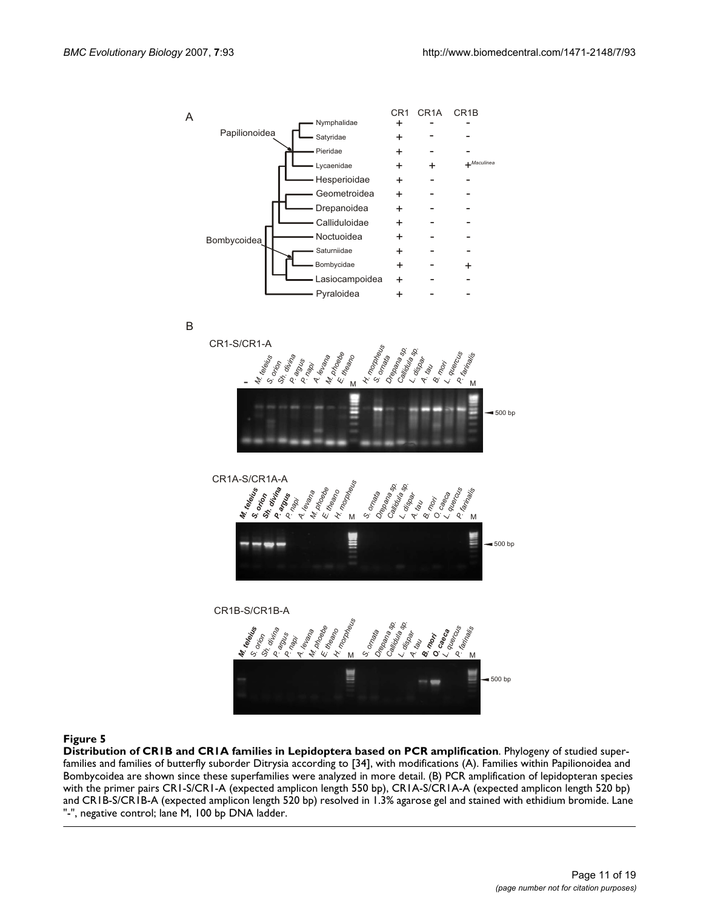**Figure 5**

**Distribution of CR1B and CR1A families in Lepidoptera based on PCR amplification**. Phylogeny of studied superfamilies and families of butterfly suborder Ditrysia according to [34], with modifications (A). Families within Papilionoidea and Bombycoidea are shown since these superfamilies were analyzed in more detail. (B) PCR amplification of lepidopteran species with the primer pairs CR1-S/CR1-A (expected amplicon length 550 bp), CR1A-S/CR1A-A (expected amplicon length 520 bp) and CR1B-S/CR1B-A (expected amplicon length 520 bp) resolved in 1.3% agarose gel and stained with ethidium bromide. Lane "-", negative control; lane M, 100 bp DNA ladder.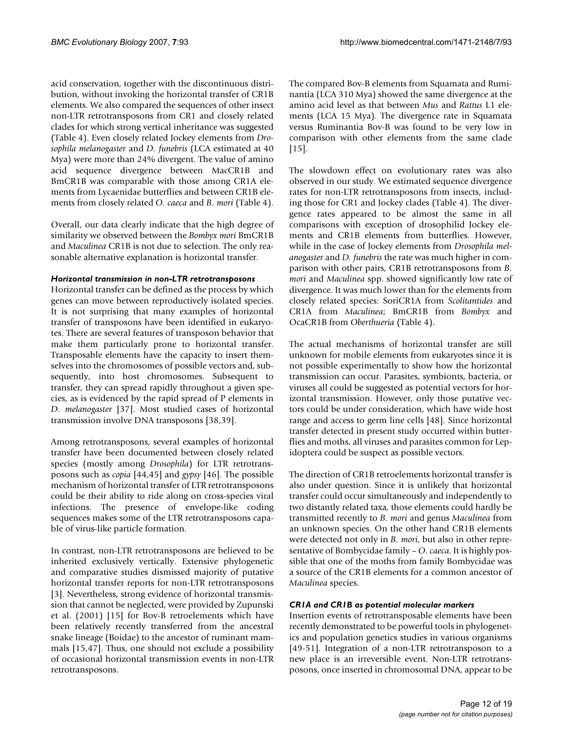acid conservation, together with the discontinuous distribution, without invoking the horizontal transfer of CR1B elements. We also compared the sequences of other insect non-LTR retrotransposons from CR1 and closely related clades for which strong vertical inheritance was suggested (Table 4). Even closely related Jockey elements from *Drosophila melanogaster* and *D. funebris* (LCA estimated at 40 Mya) were more than 24% divergent. The value of amino acid sequence divergence between MacCR1B and BmCR1B was comparable with those among CR1A elements from Lycaenidae butterflies and between CR1B elements from closely related *O. caeca* and *B. mori* (Table 4).

Overall, our data clearly indicate that the high degree of similarity we observed between the *Bombyx mori* BmCR1B and *Maculinea* CR1B is not due to selection. The only reasonable alternative explanation is horizontal transfer.

### *Horizontal transmission in non-LTR retrotransposons*

Horizontal transfer can be defined as the process by which genes can move between reproductively isolated species. It is not surprising that many examples of horizontal transfer of transposons have been identified in eukaryotes. There are several features of transposon behavior that make them particularly prone to horizontal transfer. Transposable elements have the capacity to insert themselves into the chromosomes of possible vectors and, subsequently, into host chromosomes. Subsequent to transfer, they can spread rapidly throughout a given species, as is evidenced by the rapid spread of P elements in *D. melanogaster* [37]. Most studied cases of horizontal transmission involve DNA transposons [38,39].

Among retrotransposons, several examples of horizontal transfer have been documented between closely related species (mostly among *Drosophila*) for LTR retrotransposons such as *copia* [44,45] and *gypsy* [46]. The possible mechanism of horizontal transfer of LTR retrotransposons could be their ability to ride along on cross-species viral infections. The presence of envelope-like coding sequences makes some of the LTR retrotransposons capable of virus-like particle formation.

In contrast, non-LTR retrotransposons are believed to be inherited exclusively vertically. Extensive phylogenetic and comparative studies dismissed majority of putative horizontal transfer reports for non-LTR retrotransposons [3]. Nevertheless, strong evidence of horizontal transmission that cannot be neglected, were provided by Zupunski et al. (2001) [15] for Bov-B retroelements which have been relatively recently transferred from the ancestral snake lineage (Boidae) to the ancestor of ruminant mammals [15,47]. Thus, one should not exclude a possibility of occasional horizontal transmission events in non-LTR retrotransposons.

The compared Bov-B elements from Squamata and Ruminantia (LCA 310 Mya) showed the same divergence at the amino acid level as that between *Mus* and *Rattus* L1 elements (LCA 15 Mya). The divergence rate in Squamata versus Ruminantia Bov-B was found to be very low in comparison with other elements from the same clade [15].

The slowdown effect on evolutionary rates was also observed in our study. We estimated sequence divergence rates for non-LTR retrotransposons from insects, including those for CR1 and Jockey clades (Table 4). The divergence rates appeared to be almost the same in all comparisons with exception of drosophilid Jockey elements and CR1B elements from butterflies. However, while in the case of Jockey elements from *Drosophila melanogaster* and *D. funebris* the rate was much higher in comparison with other pairs, CR1B retrotransposons from *B. mori* and *Maculinea* spp. showed significantly low rate of divergence. It was much lower than for the elements from closely related species: SoriCR1A from *Scolitantides* and CR1A from *Maculinea*; BmCR1B from *Bombyx* and OcaCR1B from *Oberthueria* (Table 4).

The actual mechanisms of horizontal transfer are still unknown for mobile elements from eukaryotes since it is not possible experimentally to show how the horizontal transmission can occur. Parasites, symbionts, bacteria, or viruses all could be suggested as potential vectors for horizontal transmission. However, only those putative vectors could be under consideration, which have wide host range and access to germ line cells [48]. Since horizontal transfer detected in present study occurred within butterflies and moths, all viruses and parasites common for Lepidoptera could be suspect as possible vectors.

The direction of CR1B retroelements horizontal transfer is also under question. Since it is unlikely that horizontal transfer could occur simultaneously and independently to two distantly related taxa, those elements could hardly be transmitted recently to *B. mori* and genus *Maculinea* from an unknown species. On the other hand CR1B elements were detected not only in *B. mori*, but also in other representative of Bombycidae family – *O. caeca*. It is highly possible that one of the moths from family Bombycidae was a source of the CR1B elements for a common ancestor of *Maculinea* species.

### *CR1A and CR1B as potential molecular markers*

Insertion events of retrotransposable elements have been recently demonstrated to be powerful tools in phylogenetics and population genetics studies in various organisms [49-51]. Integration of a non-LTR retrotransposon to a new place is an irreversible event. Non-LTR retrotransposons, once inserted in chromosomal DNA, appear to be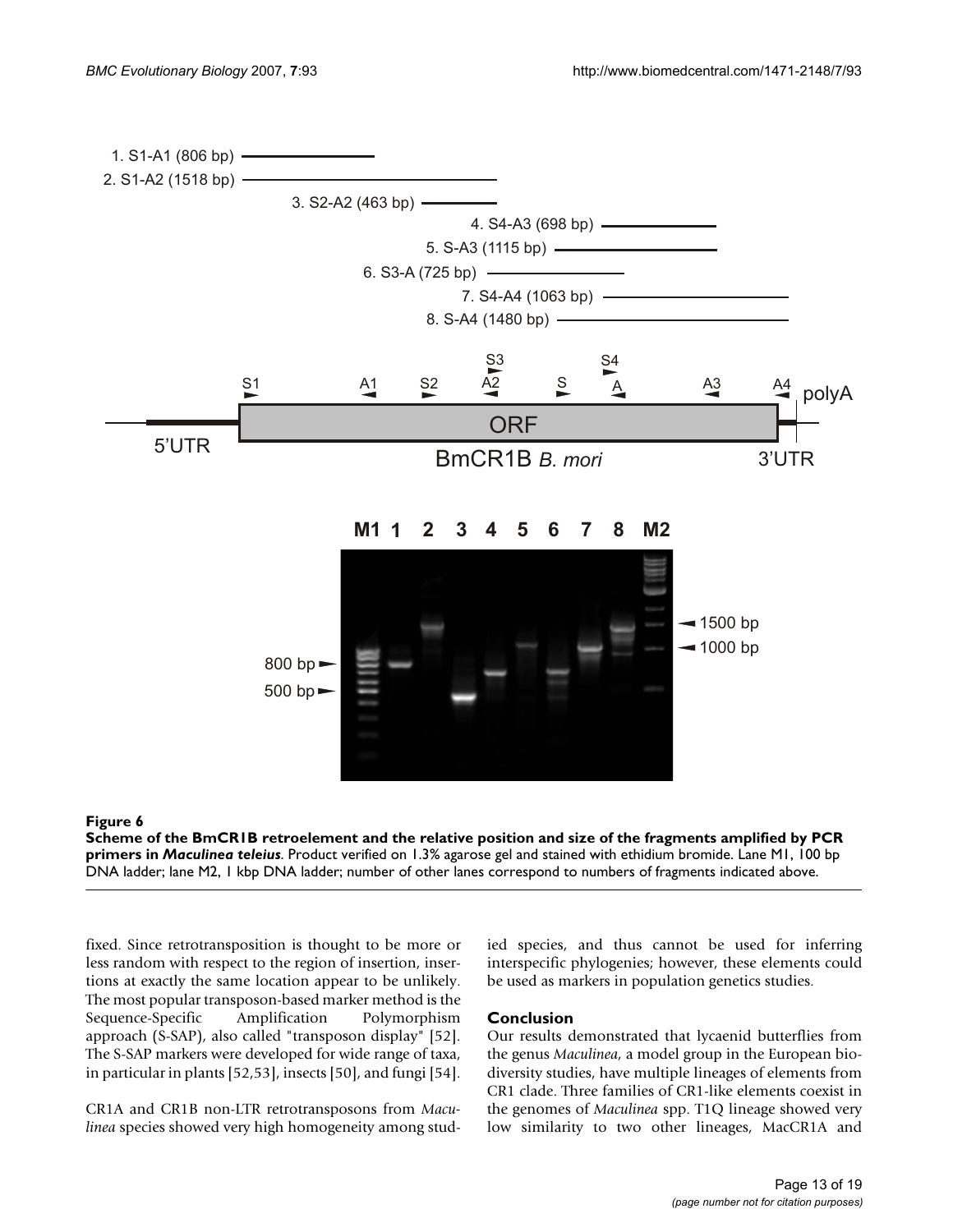**Figure 6**

**Scheme of the BmCR1B retroelement and the relative position and size of the fragments amplified by PCR primers in *Maculinea teleius*.** Product verified on 1.3% agarose gel and stained with ethidium bromide. Lane M1, 100 bp DNA ladder; lane M2, 1 kbp DNA ladder; number of other lanes correspond to numbers of fragments indicated above.

fixed. Since retrotransposition is thought to be more or less random with respect to the region of insertion, insertions at exactly the same location appear to be unlikely. The most popular transposon-based marker method is the Sequence-Specific Amplification Polymorphism approach (S-SAP), also called "transposon display" [52]. The S-SAP markers were developed for wide range of taxa, in particular in plants [52,53], insects [50], and fungi [54].

CR1A and CR1B non-LTR retrotransposons from *Maculinea* species showed very high homogeneity among studied species, and thus cannot be used for inferring interspecific phylogenies; however, these elements could be used as markers in population genetics studies.

## Conclusion

Our results demonstrated that lycaenid butterflies from the genus *Maculinea*, a model group in the European biodiversity studies, have multiple lineages of elements from CR1 clade. Three families of CR1-like elements coexist in the genomes of *Maculinea* spp. T1Q lineage showed very low similarity to two other lineages, MacCR1A and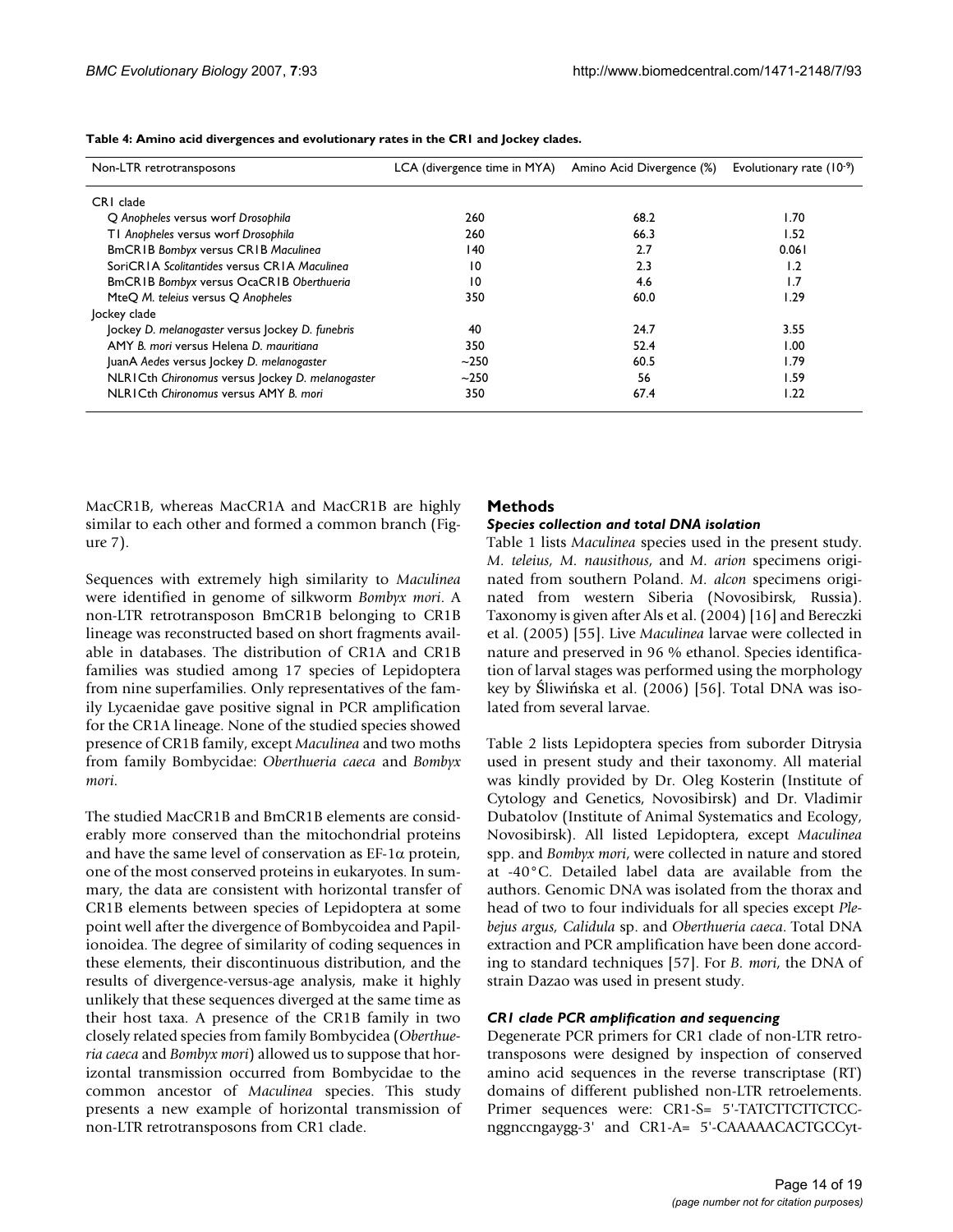**Table 4: Amino acid divergences and evolutionary rates in the CR1 and Jockey clades.**

| Non-LTR retrotransposons | LCA (divergence time in MYA) | Amino Acid Divergence (%) | Evolutionary rate ($10^{-9}$) |
|---|---|---|---|
| CR1 clade | | | |
| Q *Anopheles* versus worf *Drosophila* | 260 | 68.2 | 1.70 |
| T1 *Anopheles* versus worf *Drosophila* | 260 | 66.3 | 1.52 |
| BmCR1B *Bombyx* versus CR1B *Maculinea* | 140 | 2.7 | 0.061 |
| SoriCR1A *Scolitantides* versus CR1A *Maculinea* | 10 | 2.3 | 1.2 |
| BmCR1B *Bombyx* versus OcaCR1B *Oberthueria* | 10 | 4.6 | 1.7 |
| MteQ *M. teleius* versus Q *Anopheles* | 350 | 60.0 | 1.29 |
| Jockey clade | | | |
| Jockey *D. melanogaster* versus Jockey *D. funebris* | 40 | 24.7 | 3.55 |
| AMY *B. mori* versus Helena *D. mauritiana* | 350 | 52.4 | 1.00 |
| JuanA *Aedes* versus Jockey *D. melanogaster* | ~250 | 60.5 | 1.79 |
| NLR1Cth *Chironomus* versus Jockey *D. melanogaster* | ~250 | 56 | 1.59 |
| NLR1Cth *Chironomus* versus AMY *B. mori* | 350 | 67.4 | 1.22 |

MacCR1B, whereas MacCR1A and MacCR1B are highly similar to each other and formed a common branch (Figure 7).

Sequences with extremely high similarity to *Maculinea* were identified in genome of silkworm *Bombyx mori*. A non-LTR retrotransposon BmCR1B belonging to CR1B lineage was reconstructed based on short fragments available in databases. The distribution of CR1A and CR1B families was studied among 17 species of Lepidoptera from nine superfamilies. Only representatives of the family Lycaenidae gave positive signal in PCR amplification for the CR1A lineage. None of the studied species showed presence of CR1B family, except *Maculinea* and two moths from family Bombycidae: *Oberthueria caeca* and *Bombyx mori*.

The studied MacCR1B and BmCR1B elements are considerably more conserved than the mitochondrial proteins and have the same level of conservation as EF-1$\alpha$ protein, one of the most conserved proteins in eukaryotes. In summary, the data are consistent with horizontal transfer of CR1B elements between species of Lepidoptera at some point well after the divergence of Bombycoidea and Papilionoidea. The degree of similarity of coding sequences in these elements, their discontinuous distribution, and the results of divergence-versus-age analysis, make it highly unlikely that these sequences diverged at the same time as their host taxa. A presence of the CR1B family in two closely related species from family Bombycidea (*Oberthueria caeca* and *Bombyx mori*) allowed us to suppose that horizontal transmission occurred from Bombycidae to the common ancestor of *Maculinea* species. This study presents a new example of horizontal transmission of non-LTR retrotransposons from CR1 clade.

## Methods

### *Species collection and total DNA isolation*

Table 1 lists *Maculinea* species used in the present study. *M. teleius*, *M. nausithous*, and *M. arion* specimens originated from southern Poland. *M. alcon* specimens originated from western Siberia (Novosibirsk, Russia). Taxonomy is given after Als et al. (2004) [16] and Bereczki et al. (2005) [55]. Live *Maculinea* larvae were collected in nature and preserved in 96 % ethanol. Species identification of larval stages was performed using the morphology key by Śliwińska et al. (2006) [56]. Total DNA was isolated from several larvae.

Table 2 lists Lepidoptera species from suborder Ditrysia used in present study and their taxonomy. All material was kindly provided by Dr. Oleg Kosterin (Institute of Cytology and Genetics, Novosibirsk) and Dr. Vladimir Dubatolov (Institute of Animal Systematics and Ecology, Novosibirsk). All listed Lepidoptera, except *Maculinea* spp. and *Bombyx mori*, were collected in nature and stored at -40°C. Detailed label data are available from the authors. Genomic DNA was isolated from the thorax and head of two to four individuals for all species except *Plebejus argus*, *Calidula* sp. and *Oberthueria caeca*. Total DNA extraction and PCR amplification have been done according to standard techniques [57]. For *B. mori*, the DNA of strain Dazao was used in present study.

### *CR1 clade PCR amplification and sequencing*

Degenerate PCR primers for CR1 clade of non-LTR retrotransposons were designed by inspection of conserved amino acid sequences in the reverse transcriptase (RT) domains of different published non-LTR retroelements. Primer sequences were: CR1-S= 5'-TATCTTCTTCTCC-nggnccngaygg-3' and CR1-A= 5'-CAAAAACACTGCCyt-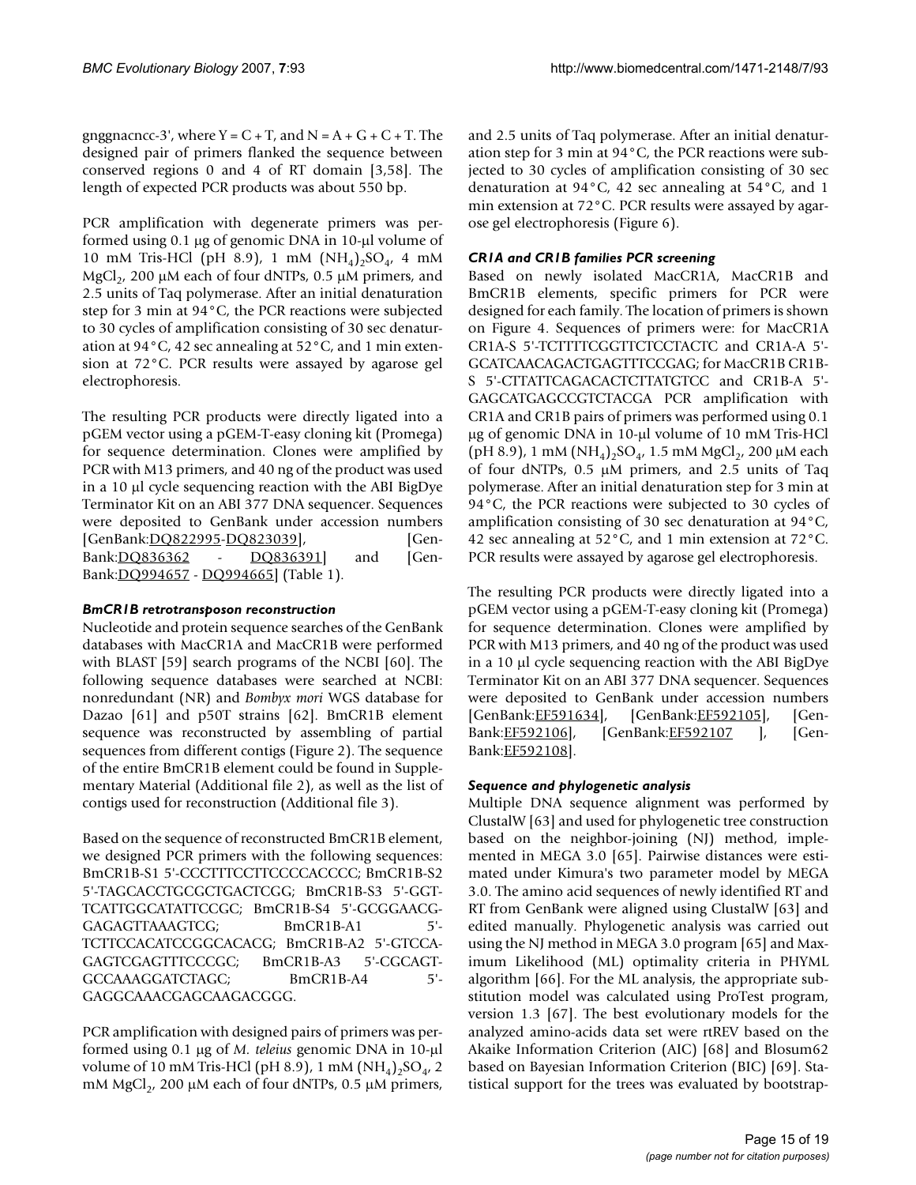gnggnacncc-3', where Y = C + T, and N = A + G + C + T. The designed pair of primers flanked the sequence between conserved regions 0 and 4 of RT domain [3,58]. The length of expected PCR products was about 550 bp.

PCR amplification with degenerate primers was performed using 0.1 μg of genomic DNA in 10-μl volume of 10 mM Tris-HCl (pH 8.9), 1 mM $(NH_4)_2SO_4$, 4 mM $MgCl_2$, 200 μM each of four dNTPs, 0.5 μM primers, and 2.5 units of Taq polymerase. After an initial denaturation step for 3 min at 94°C, the PCR reactions were subjected to 30 cycles of amplification consisting of 30 sec denaturation at 94°C, 42 sec annealing at 52°C, and 1 min extension at 72°C. PCR results were assayed by agarose gel electrophoresis.

The resulting PCR products were directly ligated into a pGEM vector using a pGEM-T-easy cloning kit (Promega) for sequence determination. Clones were amplified by PCR with M13 primers, and 40 ng of the product was used in a 10 μl cycle sequencing reaction with the ABI BigDye Terminator Kit on an ABI 377 DNA sequencer. Sequences were deposited to GenBank under accession numbers [GenBank:DQ822995-DQ823039], [GenBank:DQ836362 - DQ836391] and [GenBank:DQ994657 - DQ994665] (Table 1).

### *BmCR1B retrotransposon reconstruction*

Nucleotide and protein sequence searches of the GenBank databases with MacCR1A and MacCR1B were performed with BLAST [59] search programs of the NCBI [60]. The following sequence databases were searched at NCBI: nonredundant (NR) and *Bombyx mori* WGS database for Dazao [61] and p50T strains [62]. BmCR1B element sequence was reconstructed by assembling of partial sequences from different contigs (Figure 2). The sequence of the entire BmCR1B element could be found in Supplementary Material (Additional file 2), as well as the list of contigs used for reconstruction (Additional file 3).

Based on the sequence of reconstructed BmCR1B element, we designed PCR primers with the following sequences: BmCR1B-S1 5'-CCCTTTCCTTCCCCACCCC; BmCR1B-S2 5'-TAGCACCTGCGCTGACTCGG; BmCR1B-S3 5'-GGT-TCATTGGCATATTCCGC; BmCR1B-S4 5'-GCGGAACG-GAGAGTTAAAGTCG; BmCR1B-A1 5'-TCTTCCACATCCGGCACACG; BmCR1B-A2 5'-GTCCA-GAGTCGAGTTTCCCGC; BmCR1B-A3 5'-CGCAGT-GCCAAAGGATCTAGC; BmCR1B-A4 5'-GAGGCAAACGAGCAAGACGGG.

PCR amplification with designed pairs of primers was performed using 0.1 μg of *M. teleius* genomic DNA in 10-μl volume of 10 mM Tris-HCl (pH 8.9), 1 mM $(NH_4)_2SO_4$, 2 mM $MgCl_2$, 200 μM each of four dNTPs, 0.5 μM primers, and 2.5 units of Taq polymerase. After an initial denaturation step for 3 min at 94°C, the PCR reactions were subjected to 30 cycles of amplification consisting of 30 sec denaturation at 94°C, 42 sec annealing at 54°C, and 1 min extension at 72°C. PCR results were assayed by agarose gel electrophoresis (Figure 6).

### *CR1A and CR1B families PCR screening*

Based on newly isolated MacCR1A, MacCR1B and BmCR1B elements, specific primers for PCR were designed for each family. The location of primers is shown on Figure 4. Sequences of primers were: for MacCR1A CR1A-S 5'-TCTTTTCGGTTCTCCTACTC and CR1A-A 5'-GCATCAACAGACTGAGTTTCCGAG; for MacCR1B CR1B-S 5'-CTTATTCAGACACTCTTATGTCC and CR1B-A 5'-GAGCATGAGCCGTCTACGA PCR amplification with CR1A and CR1B pairs of primers was performed using 0.1 μg of genomic DNA in 10-μl volume of 10 mM Tris-HCl (pH 8.9), 1 mM $(NH_4)_2SO_4$, 1.5 mM $MgCl_2$, 200 μM each of four dNTPs, 0.5 μM primers, and 2.5 units of Taq polymerase. After an initial denaturation step for 3 min at 94°C, the PCR reactions were subjected to 30 cycles of amplification consisting of 30 sec denaturation at 94°C, 42 sec annealing at 52°C, and 1 min extension at 72°C. PCR results were assayed by agarose gel electrophoresis.

The resulting PCR products were directly ligated into a pGEM vector using a pGEM-T-easy cloning kit (Promega) for sequence determination. Clones were amplified by PCR with M13 primers, and 40 ng of the product was used in a 10 μl cycle sequencing reaction with the ABI BigDye Terminator Kit on an ABI 377 DNA sequencer. Sequences were deposited to GenBank under accession numbers [GenBank:EF591634], [GenBank:EF592105], [GenBank:EF592106], [GenBank:EF592107 ], [GenBank:EF592108].

### *Sequence and phylogenetic analysis*

Multiple DNA sequence alignment was performed by ClustalW [63] and used for phylogenetic tree construction based on the neighbor-joining (NJ) method, implemented in MEGA 3.0 [65]. Pairwise distances were estimated under Kimura's two parameter model by MEGA 3.0. The amino acid sequences of newly identified RT and RT from GenBank were aligned using ClustalW [63] and edited manually. Phylogenetic analysis was carried out using the NJ method in MEGA 3.0 program [65] and Maximum Likelihood (ML) optimality criteria in PHYML algorithm [66]. For the ML analysis, the appropriate substitution model was calculated using ProTest program, version 1.3 [67]. The best evolutionary models for the analyzed amino-acids data set were rtREV based on the Akaike Information Criterion (AIC) [68] and Blosum62 based on Bayesian Information Criterion (BIC) [69]. Statistical support for the trees was evaluated by bootstrap-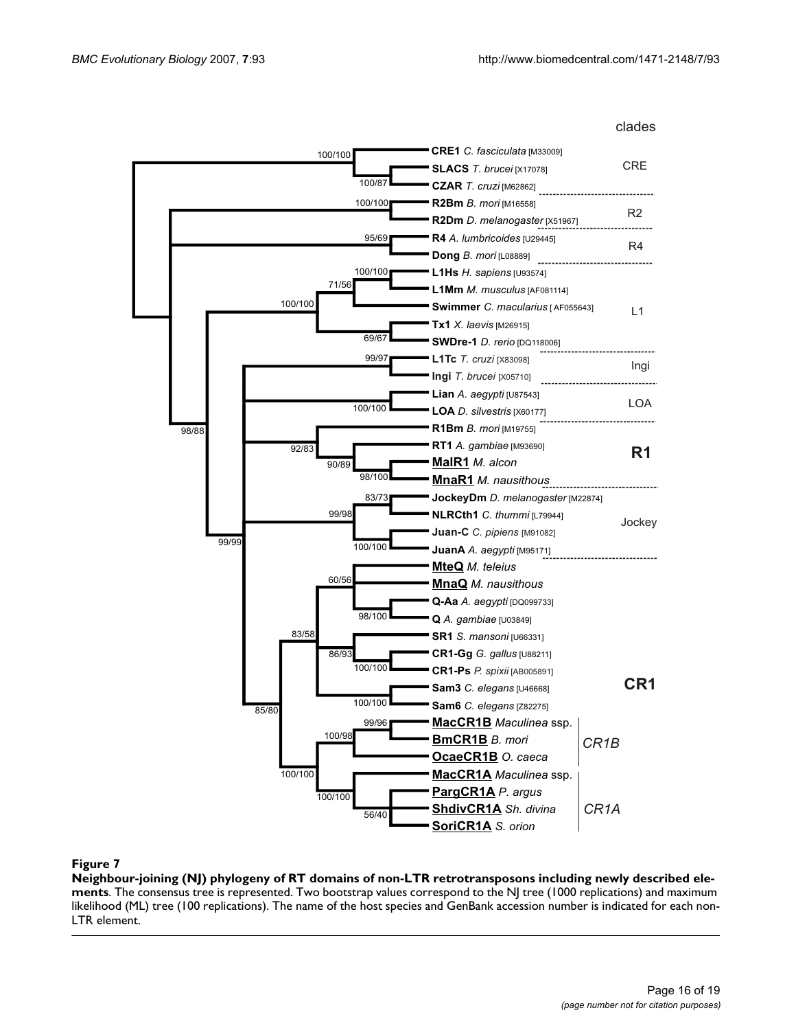**Figure 7**

**Neighbour-joining (NJ) phylogeny of RT domains of non-LTR retrotransposons including newly described elements**. The consensus tree is represented. Two bootstrap values correspond to the NJ tree (1000 replications) and maximum likelihood (ML) tree (100 replications). The name of the host species and GenBank accession number is indicated for each non-LTR element.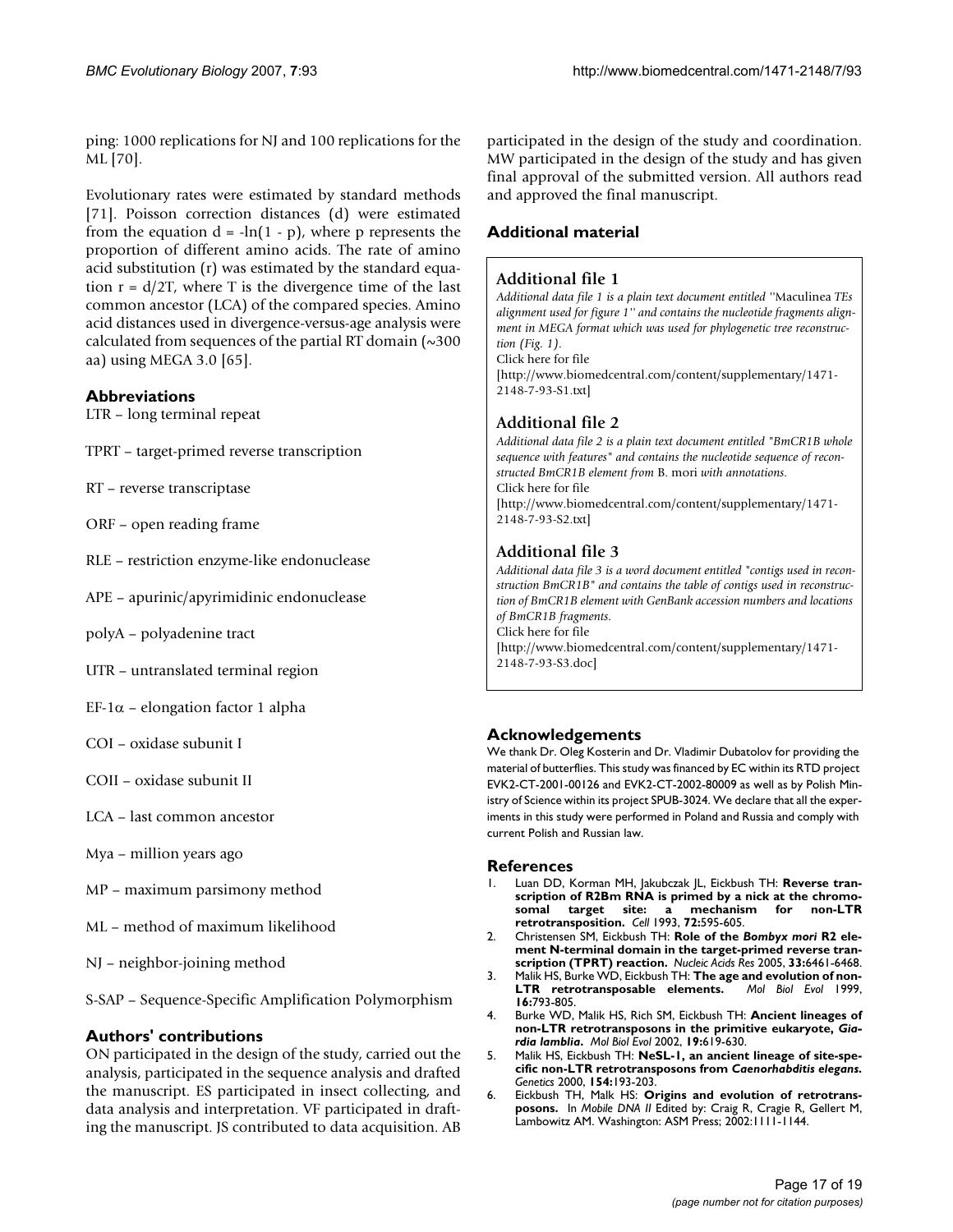ping: 1000 replications for NJ and 100 replications for the ML [70].

Evolutionary rates were estimated by standard methods [71]. Poisson correction distances (d) were estimated from the equation $d = -\ln(1 - p)$, where p represents the proportion of different amino acids. The rate of amino acid substitution (r) was estimated by the standard equation $r = d/2T$, where T is the divergence time of the last common ancestor (LCA) of the compared species. Amino acid distances used in divergence-versus-age analysis were calculated from sequences of the partial RT domain (~300 aa) using MEGA 3.0 [65].

## Abbreviations

LTR – long terminal repeat

TPRT – target-primed reverse transcription

RT – reverse transcriptase

ORF – open reading frame

RLE – restriction enzyme-like endonuclease

APE – apurinic/apyrimidinic endonuclease

polyA – polyadenine tract

UTR – untranslated terminal region

EF-1$\alpha$ – elongation factor 1 alpha

COI – oxidase subunit I

COII – oxidase subunit II

LCA – last common ancestor

Mya – million years ago

MP – maximum parsimony method

ML – method of maximum likelihood

NJ – neighbor-joining method

S-SAP – Sequence-Specific Amplification Polymorphism

## Authors' contributions

ON participated in the design of the study, carried out the analysis, participated in the sequence analysis and drafted the manuscript. ES participated in insect collecting, and data analysis and interpretation. VF participated in drafting the manuscript. JS contributed to data acquisition. AB participated in the design of the study and coordination. MW participated in the design of the study and has given final approval of the submitted version. All authors read and approved the final manuscript.

## Additional material

### Additional file 1

*Additional data file 1 is a plain text document entitled "*Maculinea *TEs alignment used for figure 1" and contains the nucleotide fragments alignment in MEGA format which was used for phylogenetic tree reconstruction (Fig. 1).*

Click here for file

[http://www.biomedcentral.com/content/supplementary/1471-2148-7-93-S1.txt]

### Additional file 2

*Additional data file 2 is a plain text document entitled "BmCR1B whole sequence with features" and contains the nucleotide sequence of reconstructed BmCR1B element from* B. mori *with annotations.*

Click here for file

[http://www.biomedcentral.com/content/supplementary/1471-2148-7-93-S2.txt]

### Additional file 3

*Additional data file 3 is a word document entitled "contigs used in reconstruction BmCR1B" and contains the table of contigs used in reconstruction of BmCR1B element with GenBank accession numbers and locations of BmCR1B fragments.*

Click here for file

[http://www.biomedcentral.com/content/supplementary/1471-2148-7-93-S3.doc]

## Acknowledgements

We thank Dr. Oleg Kosterin and Dr. Vladimir Dubatolov for providing the material of butterflies. This study was financed by EC within its RTD project EVK2-CT-2001-00126 and EVK2-CT-2002-80009 as well as by Polish Ministry of Science within its project SPUB-3024. We declare that all the experiments in this study were performed in Poland and Russia and comply with current Polish and Russian law.

## References

1. Luan DD, Korman MH, Jakubczak JL, Eickbush TH: **Reverse transcription of R2Bm RNA is primed by a nick at the chromosomal target site: a mechanism for non-LTR retrotransposition.** *Cell* 1993, **72:**595-605.
2. Christensen SM, Eickbush TH: **Role of the *Bombyx mori* R2 element N-terminal domain in the target-primed reverse transcription (TPRT) reaction.** *Nucleic Acids Res* 2005, **33:**6461-6468.
3. Malik HS, Burke WD, Eickbush TH: **The age and evolution of non-LTR retrotransposable elements.** *Mol Biol Evol* 1999, **16:**793-805.
4. Burke WD, Malik HS, Rich SM, Eickbush TH: **Ancient lineages of non-LTR retrotransposons in the primitive eukaryote, *Giardia lamblia*.** *Mol Biol Evol* 2002, **19:**619-630.
5. Malik HS, Eickbush TH: **NeSL-1, an ancient lineage of site-specific non-LTR retrotransposons from *Caenorhabditis elegans*.** *Genetics* 2000, **154:**193-203.
6. Eickbush TH, Malk HS: **Origins and evolution of retrotransposons.** In *Mobile DNA II* Edited by: Craig R, Cragie R, Gellert M, Lambowitz AM. Washington: ASM Press; 2002:1111-1144.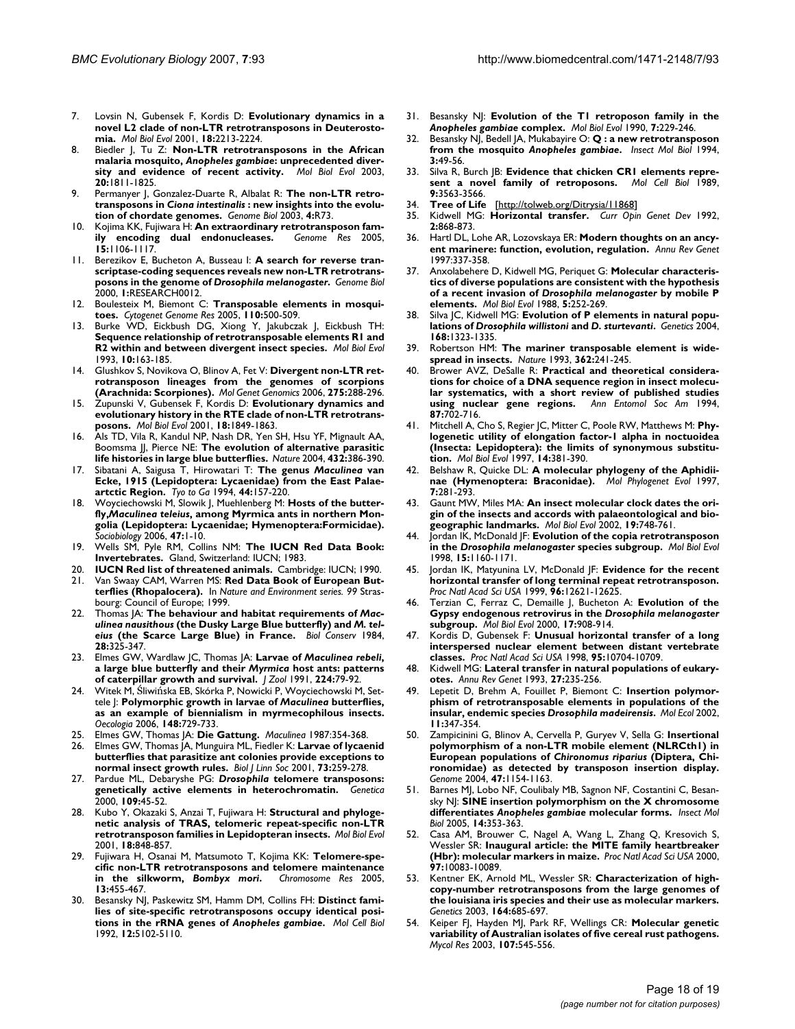7. Lovsin N, Gubensek F, Kordis D: **Evolutionary dynamics in a novel L2 clade of non-LTR retrotransposons in Deuterostomia.** *Mol Biol Evol* 2001, **18:**2213-2224.
8. Biedler J, Tu Z: **Non-LTR retrotransposons in the African malaria mosquito, *Anopheles gambiae*: unprecedented diversity and evidence of recent activity.** *Mol Biol Evol* 2003, **20:**1811-1825.
9. Permanyer J, Gonzalez-Duarte R, Albalat R: **The non-LTR retrotransposons in *Ciona intestinalis* : new insights into the evolution of chordate genomes.** *Genome Biol* 2003, **4:**R73.
10. Kojima KK, Fujiwara H: **An extraordinary retrotransposon family encoding dual endonucleases.** *Genome Res* 2005, **15:**1106-1117.
11. Berezikov E, Bucheton A, Busseau I: **A search for reverse transcriptase-coding sequences reveals new non-LTR retrotransposons in the genome of *Drosophila melanogaster*.** *Genome Biol* 2000, **1:**RESEARCH0012.
12. Boulesteix M, Biemont C: **Transposable elements in mosquitoes.** *Cytogenet Genome Res* 2005, **110:**500-509.
13. Burke WD, Eickbush DG, Xiong Y, Jakubczak J, Eickbush TH: **Sequence relationship of retrotransposable elements R1 and R2 within and between divergent insect species.** *Mol Biol Evol* 1993, **10:**163-185.
14. Glushkov S, Novikova O, Blinov A, Fet V: **Divergent non-LTR retrotransposon lineages from the genomes of scorpions (Arachnida: Scorpiones).** *Mol Genet Genomics* 2006, **275:**288-296.
15. Zupunski V, Gubensek F, Kordis D: **Evolutionary dynamics and evolutionary history in the RTE clade of non-LTR retrotransposons.** *Mol Biol Evol* 2001, **18:**1849-1863.
16. Als TD, Vila R, Kandul NP, Nash DR, Yen SH, Hsu YF, Mignault AA, Boomsma JJ, Pierce NE: **The evolution of alternative parasitic life histories in large blue butterflies.** *Nature* 2004, **432:**386-390.
17. Sibatani A, Saigusa T, Hirowatari T: **The genus *Maculinea* van Ecke, 1915 (Lepidoptera: Lycaenidae) from the East Palaeartctic Region.** *Tyo to Ga* 1994, **44:**157-220.
18. Woyciechowski M, Slowik J, Muehlenberg M: **Hosts of the butterfly,*Maculinea teleius*, among Myrmica ants in northern Mongolia (Lepidoptera: Lycaenidae; Hymenoptera:Formicidae).** *Sociobiology* 2006, **47:**1-10.
19. Wells SM, Pyle RM, Collins NM: **The IUCN Red Data Book: Invertebrates.** Gland, Switzerland: IUCN; 1983.
20. **IUCN Red list of threatened animals.** Cambridge: IUCN; 1990.
21. Van Swaay CAM, Warren MS: **Red Data Book of European Butterflies (Rhopalocera).** In *Nature and Environment series. 99* Strasbourg: Council of Europe; 1999.
22. Thomas JA: **The behaviour and habitat requirements of *Maculinea nausithous* (the Dusky Large Blue butterfly) and *M. teleius* (the Scarce Large Blue) in France.** *Biol Conserv* 1984, **28:**325-347.
23. Elmes GW, Wardlaw JC, Thomas JA: **Larvae of *Maculinea rebeli*, a large blue butterfly and their *Myrmica* host ants: patterns of caterpillar growth and survival.** *J Zool* 1991, **224:**79-92.
24. Witek M, Śliwińska EB, Skórka P, Nowicki P, Woyciechowski M, Settele J: **Polymorphic growth in larvae of *Maculinea* butterflies, as an example of biennialism in myrmecophilous insects.** *Oecologia* 2006, **148:**729-733.
25. Elmes GW, Thomas JA: **Die Gattung.** *Maculinea* 1987:354-368.
26. Elmes GW, Thomas JA, Munguira ML, Fiedler K: **Larvae of lycaenid butterflies that parasitize ant colonies provide exceptions to normal insect growth rules.** *Biol J Linn Soc* 2001, **73:**259-278.
27. Pardue ML, Debaryshe PG: ***Drosophila* telomere transposons: genetically active elements in heterochromatin.** *Genetica* 2000, **109:**45-52.
28. Kubo Y, Okazaki S, Anzai T, Fujiwara H: **Structural and phylogenetic analysis of TRAS, telomeric repeat-specific non-LTR retrotransposon families in Lepidopteran insects.** *Mol Biol Evol* 2001, **18:**848-857.
29. Fujiwara H, Osanai M, Matsumoto T, Kojima KK: **Telomere-specific non-LTR retrotransposons and telomere maintenance in the silkworm, *Bombyx mori*.** *Chromosome Res* 2005, **13:**455-467.
30. Besansky NJ, Paskewitz SM, Hamm DM, Collins FH: **Distinct families of site-specific retrotransposons occupy identical positions in the rRNA genes of *Anopheles gambiae*.** *Mol Cell Biol* 1992, **12:**5102-5110.
31. Besansky NJ: **Evolution of the T1 retroposon family in the *Anopheles gambiae* complex.** *Mol Biol Evol* 1990, **7:**229-246.
32. Besansky NJ, Bedell JA, Mukabayire O: **Q : a new retrotransposon from the mosquito *Anopheles gambiae*.** *Insect Mol Biol* 1994, **3:**49-56.
33. Silva R, Burch JB: **Evidence that chicken CR1 elements represent a novel family of retroposons.** *Mol Cell Biol* 1989, **9:**3563-3566.
34. **Tree of Life** [http://tolweb.org/Ditrysia/11868]
35. Kidwell MG: **Horizontal transfer.** *Curr Opin Genet Dev* 1992, **2:**868-873.
36. Hartl DL, Lohe AR, Lozovskaya ER: **Modern thoughts on an ancyent marinere: function, evolution, regulation.** *Annu Rev Genet* 1997:337-358.
37. Anxolabehere D, Kidwell MG, Periquet G: **Molecular characteristics of diverse populations are consistent with the hypothesis of a recent invasion of *Drosophila melanogaster* by mobile P elements.** *Mol Biol Evol* 1988, **5:**252-269.
38. Silva JC, Kidwell MG: **Evolution of P elements in natural populations of *Drosophila willistoni* and *D. sturtevanti*.** *Genetics* 2004, **168:**1323-1335.
39. Robertson HM: **The mariner transposable element is widespread in insects.** *Nature* 1993, **362:**241-245.
40. Brower AVZ, DeSalle R: **Practical and theoretical considerations for choice of a DNA sequence region in insect molecular systematics, with a short review of published studies using nuclear gene regions.** *Ann Entomol Soc Am* 1994, **87:**702-716.
41. Mitchell A, Cho S, Regier JC, Mitter C, Poole RW, Matthews M: **Phylogenetic utility of elongation factor-1 alpha in noctuoidea (Insecta: Lepidoptera): the limits of synonymous substitution.** *Mol Biol Evol* 1997, **14:**381-390.
42. Belshaw R, Quicke DL: **A molecular phylogeny of the Aphidiinae (Hymenoptera: Braconidae).** *Mol Phylogenet Evol* 1997, **7:**281-293.
43. Gaunt MW, Miles MA: **An insect molecular clock dates the origin of the insects and accords with palaeontological and biogeographic landmarks.** *Mol Biol Evol* 2002, **19:**748-761.
44. Jordan IK, McDonald JF: **Evolution of the copia retrotransposon in the *Drosophila melanogaster* species subgroup.** *Mol Biol Evol* 1998, **15:**1160-1171.
45. Jordan IK, Matyunina LV, McDonald JF: **Evidence for the recent horizontal transfer of long terminal repeat retrotransposon.** *Proc Natl Acad Sci USA* 1999, **96:**12621-12625.
46. Terzian C, Ferraz C, Demaille J, Bucheton A: **Evolution of the Gypsy endogenous retrovirus in the *Drosophila melanogaster* subgroup.** *Mol Biol Evol* 2000, **17:**908-914.
47. Kordis D, Gubensek F: **Unusual horizontal transfer of a long interspersed nuclear element between distant vertebrate classes.** *Proc Natl Acad Sci USA* 1998, **95:**10704-10709.
48. Kidwell MG: **Lateral transfer in natural populations of eukaryotes.** *Annu Rev Genet* 1993, **27:**235-256.
49. Lepetit D, Brehm A, Fouillet P, Biemont C: **Insertion polymorphism of retrotransposable elements in populations of the insular, endemic species *Drosophila madeirensis*.** *Mol Ecol* 2002, **11:**347-354.
50. Zampicinini G, Blinov A, Cervella P, Guryev V, Sella G: **Insertional polymorphism of a non-LTR mobile element (NLRCth1) in European populations of *Chironomus riparius* (Diptera, Chironomidae) as detected by transposon insertion display.** *Genome* 2004, **47:**1154-1163.
51. Barnes MJ, Lobo NF, Coulibaly MB, Sagnon NF, Costantini C, Besansky NJ: **SINE insertion polymorphism on the X chromosome differentiates *Anopheles gambiae* molecular forms.** *Insect Mol Biol* 2005, **14:**353-363.
52. Casa AM, Brouwer C, Nagel A, Wang L, Zhang Q, Kresovich S, Wessler SR: **Inaugural article: the MITE family heartbreaker (Hbr): molecular markers in maize.** *Proc Natl Acad Sci USA* 2000, **97:**10083-10089.
53. Kentner EK, Arnold ML, Wessler SR: **Characterization of high-copy-number retrotransposons from the large genomes of the louisiana iris species and their use as molecular markers.** *Genetics* 2003, **164:**685-697.
54. Keiper FJ, Hayden MJ, Park RF, Wellings CR: **Molecular genetic variability of Australian isolates of five cereal rust pathogens.** *Mycol Res* 2003, **107:**545-556.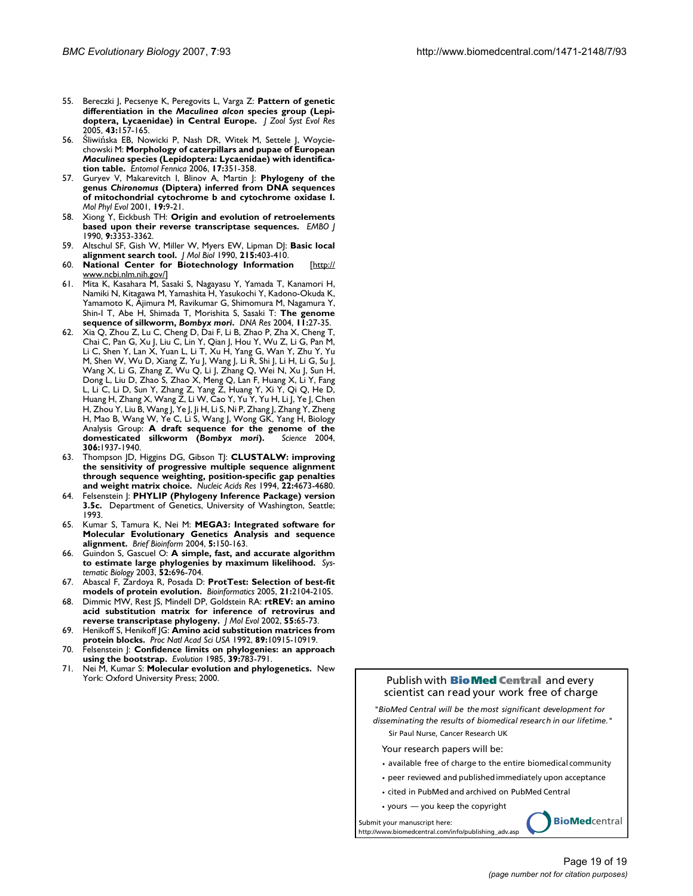55. Bereczki J, Pecsenye K, Peregovits L, Varga Z: **Pattern of genetic differentiation in the *Maculinea alcon* species group (Lepidoptera, Lycaenidae) in Central Europe.** *J Zool Syst Evol Res* 2005, **43:**157-165.
56. Śliwińska EB, Nowicki P, Nash DR, Witek M, Settele J, Woyciechowski M: **Morphology of caterpillars and pupae of European *Maculinea* species (Lepidoptera: Lycaenidae) with identification table.** *Entomol Fennica* 2006, **17:**351-358.
57. Guryev V, Makarevitch I, Blinov A, Martin J: **Phylogeny of the genus *Chironomus* (Diptera) inferred from DNA sequences of mitochondrial cytochrome b and cytochrome oxidase I.** *Mol Phyl Evol* 2001, **19:**9-21.
58. Xiong Y, Eickbush TH: **Origin and evolution of retroelements based upon their reverse transcriptase sequences.** *EMBO J* 1990, **9:**3353-3362.
59. Altschul SF, Gish W, Miller W, Myers EW, Lipman DJ: **Basic local alignment search tool.** *J Mol Biol* 1990, **215:**403-410.
60. **National Center for Biotechnology Information** [http://www.ncbi.nlm.nih.gov/]
61. Mita K, Kasahara M, Sasaki S, Nagayasu Y, Yamada T, Kanamori H, Namiki N, Kitagawa M, Yamashita H, Yasukochi Y, Kadono-Okuda K, Yamamoto K, Ajimura M, Ravikumar G, Shimomura M, Nagamura Y, Shin-I T, Abe H, Shimada T, Morishita S, Sasaki T: **The genome sequence of silkworm, *Bombyx mori*.** *DNA Res* 2004, **11:**27-35.
62. Xia Q, Zhou Z, Lu C, Cheng D, Dai F, Li B, Zhao P, Zha X, Cheng T, Chai C, Pan G, Xu J, Liu C, Lin Y, Qian J, Hou Y, Wu Z, Li G, Pan M, Li C, Shen Y, Lan X, Yuan L, Li T, Xu H, Yang G, Wan Y, Zhu Y, Yu M, Shen W, Wu D, Xiang Z, Yu J, Wang J, Li R, Shi J, Li H, Li G, Su J, Wang X, Li G, Zhang Z, Wu Q, Li J, Zhang Q, Wei N, Xu J, Sun H, Dong L, Liu D, Zhao S, Zhao X, Meng Q, Lan F, Huang X, Li Y, Fang L, Li C, Li D, Sun Y, Zhang Z, Yang Z, Huang Y, Xi Y, Qi Q, He D, Huang H, Zhang X, Wang Z, Li W, Cao Y, Yu Y, Yu H, Li J, Ye J, Chen H, Zhou Y, Liu B, Wang J, Ye J, Ji H, Li S, Ni P, Zhang J, Zhang Y, Zheng H, Mao B, Wang W, Ye C, Li S, Wang J, Wong GK, Yang H, Biology Analysis Group: **A draft sequence for the genome of the domesticated silkworm (*Bombyx mori*).** *Science* 2004, **306:**1937-1940.
63. Thompson JD, Higgins DG, Gibson TJ: **CLUSTALW: improving the sensitivity of progressive multiple sequence alignment through sequence weighting, position-specific gap penalties and weight matrix choice.** *Nucleic Acids Res* 1994, **22:**4673-4680.
64. Felsenstein J: **PHYLIP (Phylogeny Inference Package) version 3.5c.** Department of Genetics, University of Washington, Seattle; 1993.
65. Kumar S, Tamura K, Nei M: **MEGA3: Integrated software for Molecular Evolutionary Genetics Analysis and sequence alignment.** *Brief Bioinform* 2004, **5:**150-163.
66. Guindon S, Gascuel O: **A simple, fast, and accurate algorithm to estimate large phylogenies by maximum likelihood.** *Systematic Biology* 2003, **52:**696-704.
67. Abascal F, Zardoya R, Posada D: **ProtTest: Selection of best-fit models of protein evolution.** *Bioinformatics* 2005, **21:**2104-2105.
68. Dimmic MW, Rest JS, Mindell DP, Goldstein RA: **rtREV: an amino acid substitution matrix for inference of retrovirus and reverse transcriptase phylogeny.** *J Mol Evol* 2002, **55:**65-73.
69. Henikoff S, Henikoff JG: **Amino acid substitution matrices from protein blocks.** *Proc Natl Acad Sci USA* 1992, **89:**10915-10919.
70. Felsenstein J: **Confidence limits on phylogenies: an approach using the bootstrap.** *Evolution* 1985, **39:**783-791.
71. Nei M, Kumar S: **Molecular evolution and phylogenetics.** New York: Oxford University Press; 2000.

Publish with **BioMed Central** and every scientist can read your work free of charge

*"BioMed Central will be the most significant development for disseminating the results of biomedical research in our lifetime."*

Sir Paul Nurse, Cancer Research UK

Your research papers will be:

- available free of charge to the entire biomedical community
- peer reviewed and published immediately upon acceptance
- cited in PubMed and archived on PubMed Central
- yours — you keep the copyright

Submit your manuscript here:
http://www.biomedcentral.com/info/publishing_adv.asp

BioMedcentral